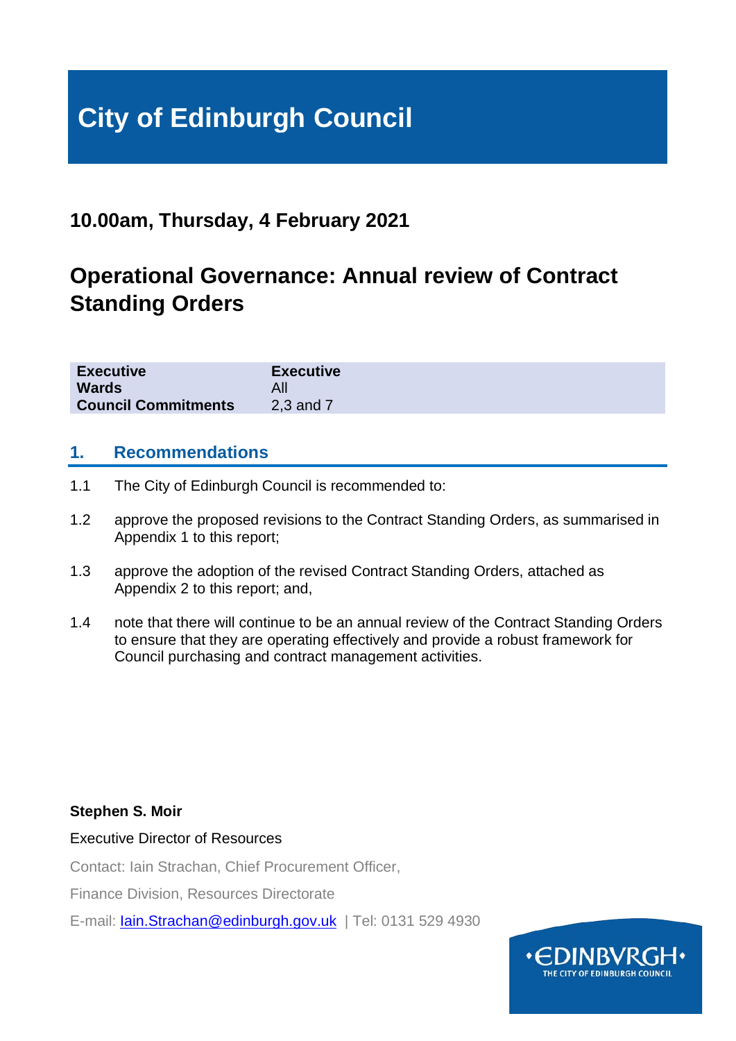# City of Edinburgh Council

## 10.00am, Thursday, 4 February 2021

## Operational Governance: Annual review of Contract Standing Orders

| | |
|---|---|
| **Executive** | **Executive** |
| **Wards** | All |
| **Council Commitments** | 2,3 and 7 |

## 1. Recommendations

1.1 The City of Edinburgh Council is recommended to:

1.2 approve the proposed revisions to the Contract Standing Orders, as summarised in Appendix 1 to this report;

1.3 approve the adoption of the revised Contract Standing Orders, attached as Appendix 2 to this report; and,

1.4 note that there will continue to be an annual review of the Contract Standing Orders to ensure that they are operating effectively and provide a robust framework for Council purchasing and contract management activities.

**Stephen S. Moir**

Executive Director of Resources

Contact: Iain Strachan, Chief Procurement Officer,

Finance Division, Resources Directorate

E-mail: Iain.Strachan@edinburgh.gov.uk | Tel: 0131 529 4930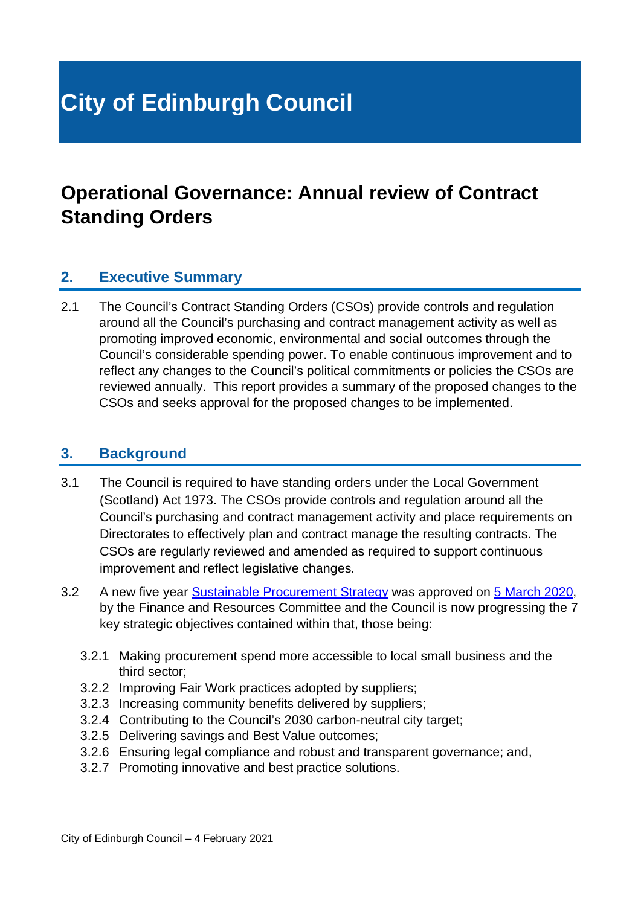# City of Edinburgh Council

# Operational Governance: Annual review of Contract Standing Orders

## 2. Executive Summary

2.1 The Council's Contract Standing Orders (CSOs) provide controls and regulation around all the Council's purchasing and contract management activity as well as promoting improved economic, environmental and social outcomes through the Council's considerable spending power. To enable continuous improvement and to reflect any changes to the Council's political commitments or policies the CSOs are reviewed annually. This report provides a summary of the proposed changes to the CSOs and seeks approval for the proposed changes to be implemented.

## 3. Background

3.1 The Council is required to have standing orders under the Local Government (Scotland) Act 1973. The CSOs provide controls and regulation around all the Council's purchasing and contract management activity and place requirements on Directorates to effectively plan and contract manage the resulting contracts. The CSOs are regularly reviewed and amended as required to support continuous improvement and reflect legislative changes.

3.2 A new five year Sustainable Procurement Strategy was approved on 5 March 2020, by the Finance and Resources Committee and the Council is now progressing the 7 key strategic objectives contained within that, those being:

- 3.2.1 Making procurement spend more accessible to local small business and the third sector;
- 3.2.2 Improving Fair Work practices adopted by suppliers;
- 3.2.3 Increasing community benefits delivered by suppliers;
- 3.2.4 Contributing to the Council's 2030 carbon-neutral city target;
- 3.2.5 Delivering savings and Best Value outcomes;
- 3.2.6 Ensuring legal compliance and robust and transparent governance; and,
- 3.2.7 Promoting innovative and best practice solutions.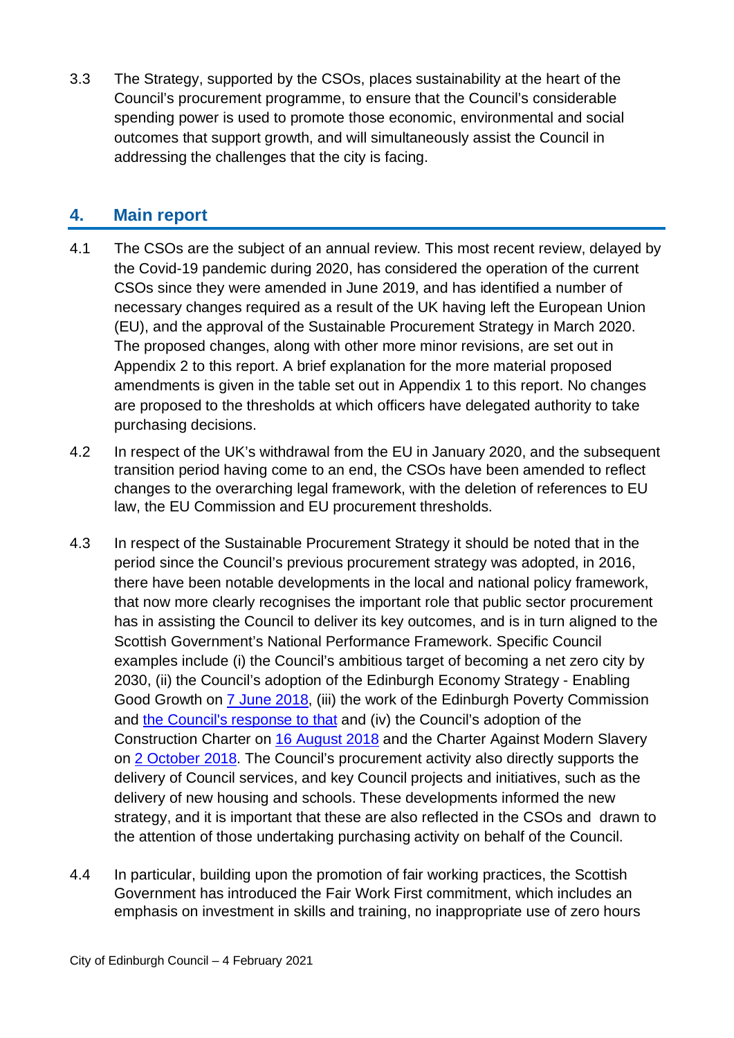3.3 The Strategy, supported by the CSOs, places sustainability at the heart of the Council's procurement programme, to ensure that the Council's considerable spending power is used to promote those economic, environmental and social outcomes that support growth, and will simultaneously assist the Council in addressing the challenges that the city is facing.

## 4. Main report

4.1 The CSOs are the subject of an annual review. This most recent review, delayed by the Covid-19 pandemic during 2020, has considered the operation of the current CSOs since they were amended in June 2019, and has identified a number of necessary changes required as a result of the UK having left the European Union (EU), and the approval of the Sustainable Procurement Strategy in March 2020. The proposed changes, along with other more minor revisions, are set out in Appendix 2 to this report. A brief explanation for the more material proposed amendments is given in the table set out in Appendix 1 to this report. No changes are proposed to the thresholds at which officers have delegated authority to take purchasing decisions.

4.2 In respect of the UK's withdrawal from the EU in January 2020, and the subsequent transition period having come to an end, the CSOs have been amended to reflect changes to the overarching legal framework, with the deletion of references to EU law, the EU Commission and EU procurement thresholds.

4.3 In respect of the Sustainable Procurement Strategy it should be noted that in the period since the Council's previous procurement strategy was adopted, in 2016, there have been notable developments in the local and national policy framework, that now more clearly recognises the important role that public sector procurement has in assisting the Council to deliver its key outcomes, and is in turn aligned to the Scottish Government's National Performance Framework. Specific Council examples include (i) the Council's ambitious target of becoming a net zero city by 2030, (ii) the Council's adoption of the Edinburgh Economy Strategy - Enabling Good Growth on 7 June 2018, (iii) the work of the Edinburgh Poverty Commission and the Council's response to that and (iv) the Council's adoption of the Construction Charter on 16 August 2018 and the Charter Against Modern Slavery on 2 October 2018. The Council's procurement activity also directly supports the delivery of Council services, and key Council projects and initiatives, such as the delivery of new housing and schools. These developments informed the new strategy, and it is important that these are also reflected in the CSOs and drawn to the attention of those undertaking purchasing activity on behalf of the Council.

4.4 In particular, building upon the promotion of fair working practices, the Scottish Government has introduced the Fair Work First commitment, which includes an emphasis on investment in skills and training, no inappropriate use of zero hours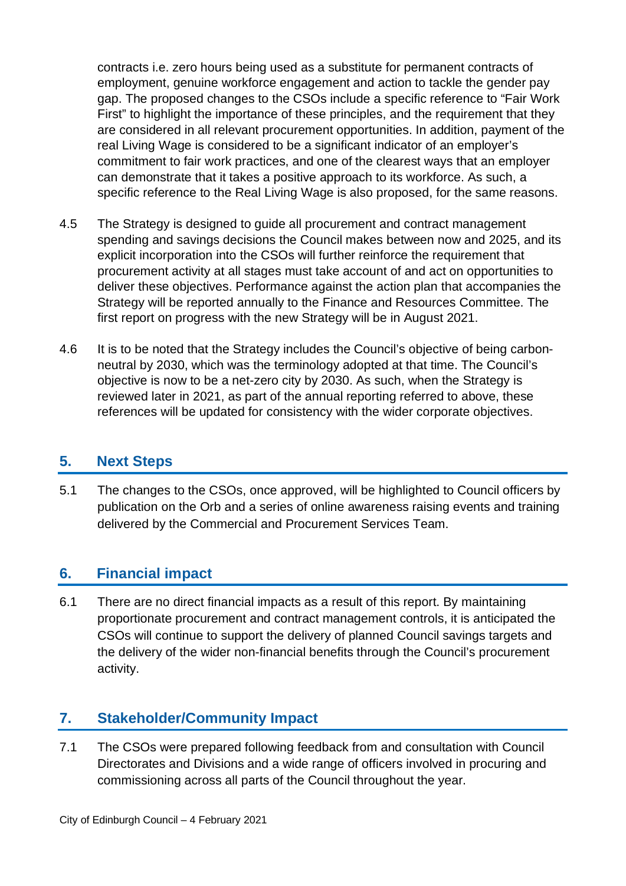contracts i.e. zero hours being used as a substitute for permanent contracts of employment, genuine workforce engagement and action to tackle the gender pay gap. The proposed changes to the CSOs include a specific reference to "Fair Work First" to highlight the importance of these principles, and the requirement that they are considered in all relevant procurement opportunities. In addition, payment of the real Living Wage is considered to be a significant indicator of an employer's commitment to fair work practices, and one of the clearest ways that an employer can demonstrate that it takes a positive approach to its workforce. As such, a specific reference to the Real Living Wage is also proposed, for the same reasons.

4.5 The Strategy is designed to guide all procurement and contract management spending and savings decisions the Council makes between now and 2025, and its explicit incorporation into the CSOs will further reinforce the requirement that procurement activity at all stages must take account of and act on opportunities to deliver these objectives. Performance against the action plan that accompanies the Strategy will be reported annually to the Finance and Resources Committee. The first report on progress with the new Strategy will be in August 2021.

4.6 It is to be noted that the Strategy includes the Council's objective of being carbon-neutral by 2030, which was the terminology adopted at that time. The Council's objective is now to be a net-zero city by 2030. As such, when the Strategy is reviewed later in 2021, as part of the annual reporting referred to above, these references will be updated for consistency with the wider corporate objectives.

## 5. Next Steps

5.1 The changes to the CSOs, once approved, will be highlighted to Council officers by publication on the Orb and a series of online awareness raising events and training delivered by the Commercial and Procurement Services Team.

## 6. Financial impact

6.1 There are no direct financial impacts as a result of this report. By maintaining proportionate procurement and contract management controls, it is anticipated the CSOs will continue to support the delivery of planned Council savings targets and the delivery of the wider non-financial benefits through the Council's procurement activity.

## 7. Stakeholder/Community Impact

7.1 The CSOs were prepared following feedback from and consultation with Council Directorates and Divisions and a wide range of officers involved in procuring and commissioning across all parts of the Council throughout the year.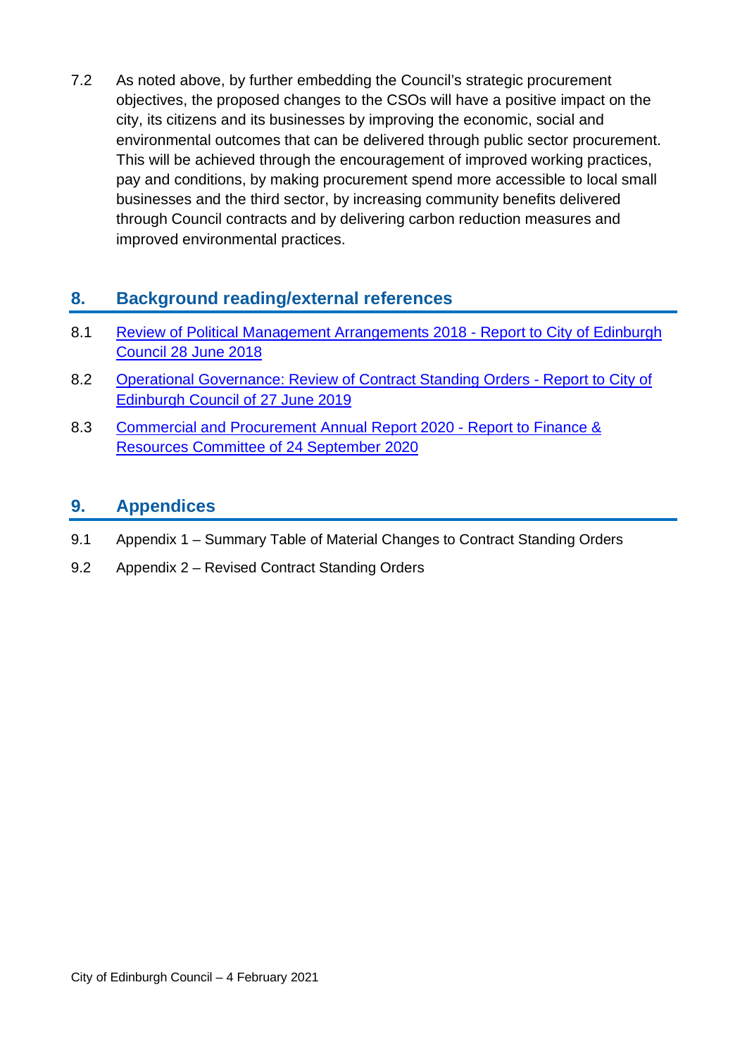7.2 As noted above, by further embedding the Council's strategic procurement objectives, the proposed changes to the CSOs will have a positive impact on the city, its citizens and its businesses by improving the economic, social and environmental outcomes that can be delivered through public sector procurement. This will be achieved through the encouragement of improved working practices, pay and conditions, by making procurement spend more accessible to local small businesses and the third sector, by increasing community benefits delivered through Council contracts and by delivering carbon reduction measures and improved environmental practices.

## 8. Background reading/external references

8.1 Review of Political Management Arrangements 2018 - Report to City of Edinburgh Council 28 June 2018

8.2 Operational Governance: Review of Contract Standing Orders - Report to City of Edinburgh Council of 27 June 2019

8.3 Commercial and Procurement Annual Report 2020 - Report to Finance & Resources Committee of 24 September 2020

## 9. Appendices

9.1 Appendix 1 – Summary Table of Material Changes to Contract Standing Orders

9.2 Appendix 2 – Revised Contract Standing Orders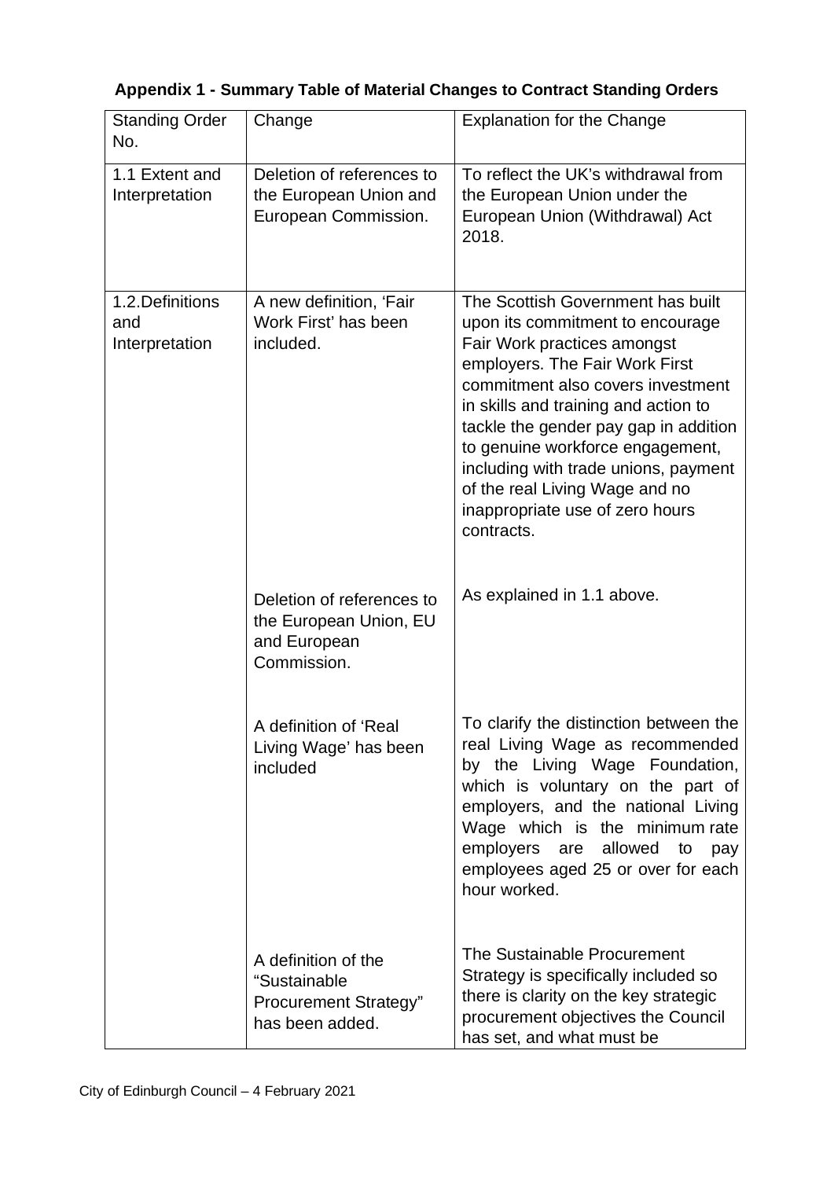**Appendix 1 - Summary Table of Material Changes to Contract Standing Orders**

| Standing Order No. | Change | Explanation for the Change |
|---|---|---|
| 1.1 Extent and Interpretation | Deletion of references to the European Union and European Commission. | To reflect the UK's withdrawal from the European Union under the European Union (Withdrawal) Act 2018. |
| 1.2.Definitions and Interpretation | A new definition, 'Fair Work First' has been included. | The Scottish Government has built upon its commitment to encourage Fair Work practices amongst employers. The Fair Work First commitment also covers investment in skills and training and action to tackle the gender pay gap in addition to genuine workforce engagement, including with trade unions, payment of the real Living Wage and no inappropriate use of zero hours contracts. |
| | Deletion of references to the European Union, EU and European Commission. | As explained in 1.1 above. |
| | A definition of 'Real Living Wage' has been included | To clarify the distinction between the real Living Wage as recommended by the Living Wage Foundation, which is voluntary on the part of employers, and the national Living Wage which is the minimum rate employers are allowed to pay employees aged 25 or over for each hour worked. |
| | A definition of the "Sustainable Procurement Strategy" has been added. | The Sustainable Procurement Strategy is specifically included so there is clarity on the key strategic procurement objectives the Council has set, and what must be |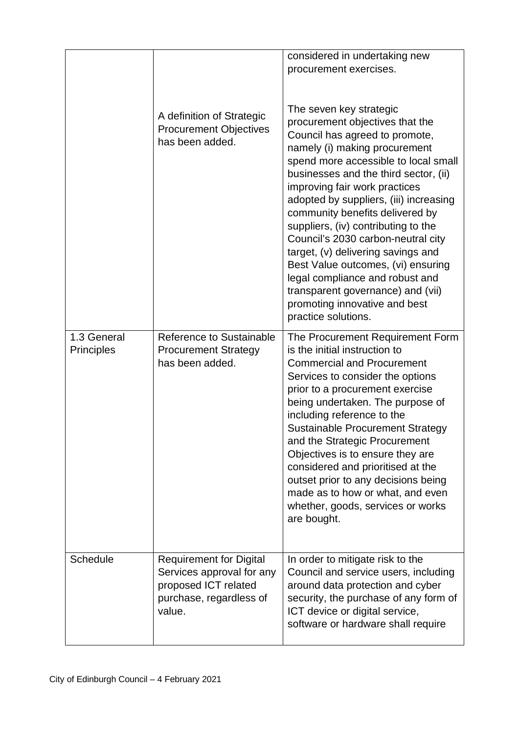| | | considered in undertaking new procurement exercises. |
|---|---|---|
| | A definition of Strategic Procurement Objectives has been added. | The seven key strategic procurement objectives that the Council has agreed to promote, namely (i) making procurement spend more accessible to local small businesses and the third sector, (ii) improving fair work practices adopted by suppliers, (iii) increasing community benefits delivered by suppliers, (iv) contributing to the Council's 2030 carbon-neutral city target, (v) delivering savings and Best Value outcomes, (vi) ensuring legal compliance and robust and transparent governance) and (vii) promoting innovative and best practice solutions. |
| 1.3 General Principles | Reference to Sustainable Procurement Strategy has been added. | The Procurement Requirement Form is the initial instruction to Commercial and Procurement Services to consider the options prior to a procurement exercise being undertaken. The purpose of including reference to the Sustainable Procurement Strategy and the Strategic Procurement Objectives is to ensure they are considered and prioritised at the outset prior to any decisions being made as to how or what, and even whether, goods, services or works are bought. |
| Schedule | Requirement for Digital Services approval for any proposed ICT related purchase, regardless of value. | In order to mitigate risk to the Council and service users, including around data protection and cyber security, the purchase of any form of ICT device or digital service, software or hardware shall require |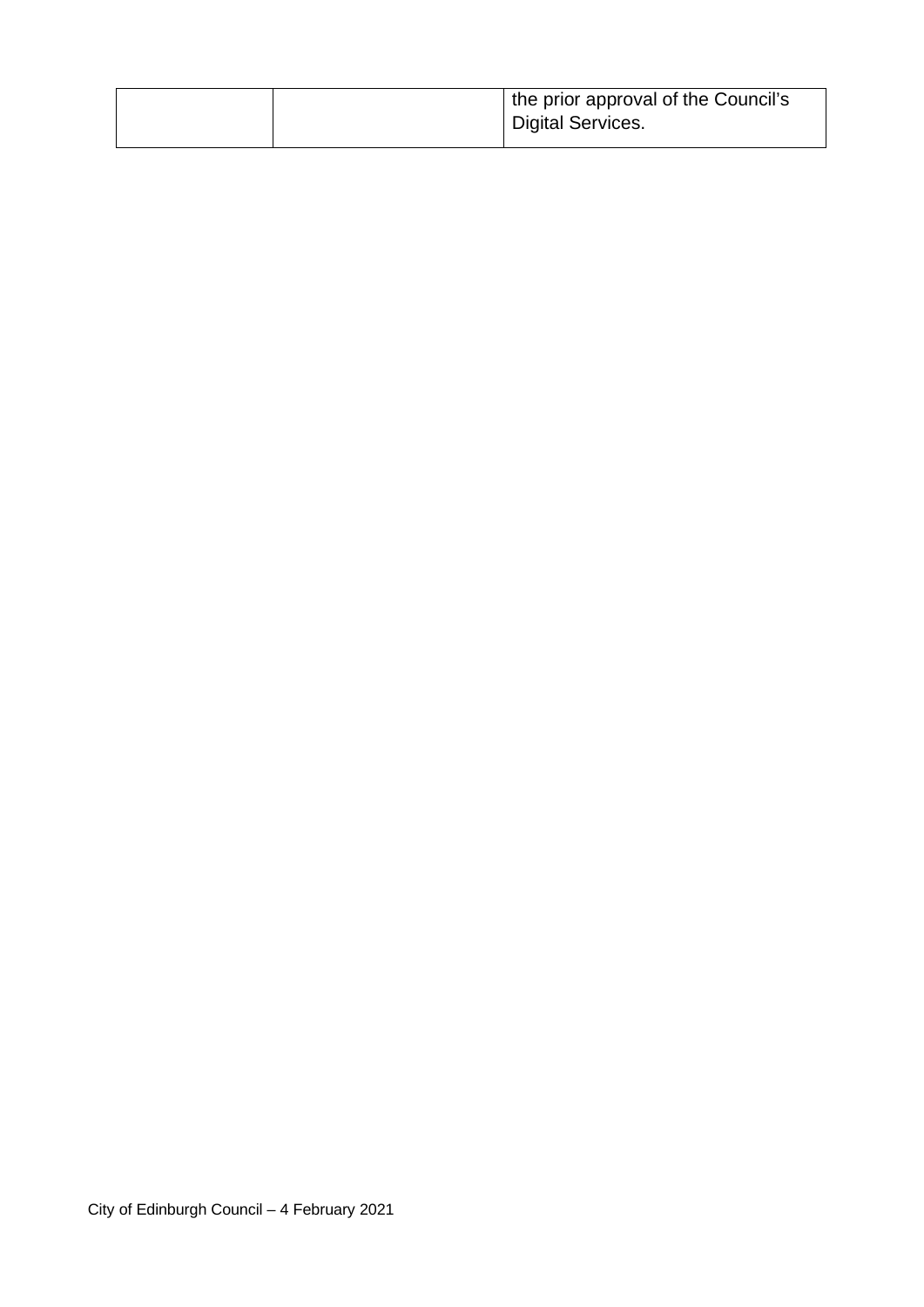| | | |
|---|---|---|
| | | the prior approval of the Council's Digital Services. |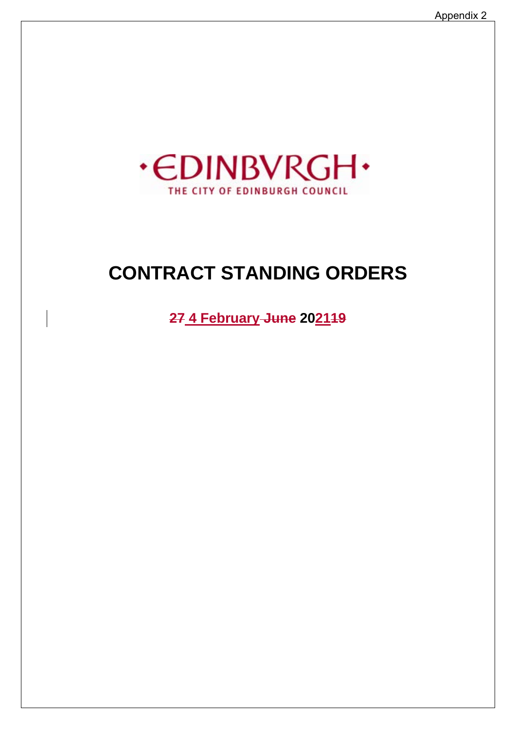# CONTRACT STANDING ORDERS

**~~27~~ 4 February ~~June~~ 20~~19~~21**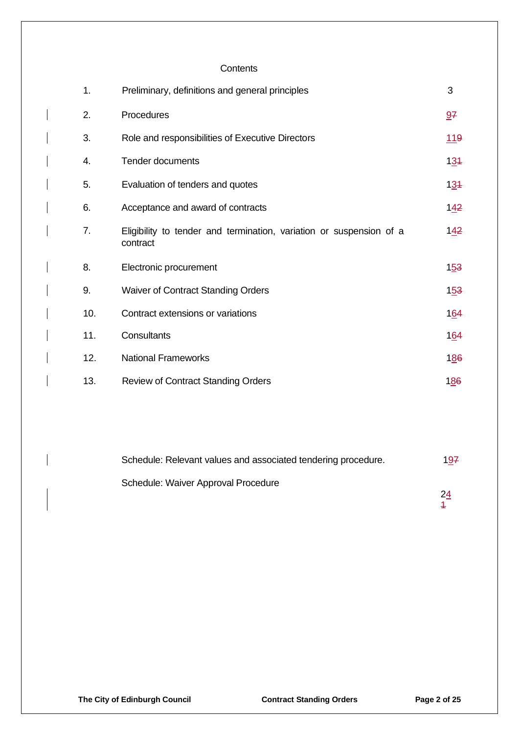Contents

| | | |
|---|---|---|
| 1. | Preliminary, definitions and general principles | 3 |
| 2. | Procedures | 9~~7~~ |
| 3. | Role and responsibilities of Executive Directors | 11~~9~~ |
| 4. | Tender documents | 13~~1~~ |
| 5. | Evaluation of tenders and quotes | 13~~1~~ |
| 6. | Acceptance and award of contracts | 14~~2~~ |
| 7. | Eligibility to tender and termination, variation or suspension of a contract | 14~~2~~ |
| 8. | Electronic procurement | 15~~3~~ |
| 9. | Waiver of Contract Standing Orders | 15~~3~~ |
| 10. | Contract extensions or variations | 16~~4~~ |
| 11. | Consultants | 16~~4~~ |
| 12. | National Frameworks | 18~~6~~ |
| 13. | Review of Contract Standing Orders | 18~~6~~ |
| | Schedule: Relevant values and associated tendering procedure. | 19~~7~~ |
| | Schedule: Waiver Approval Procedure | 24~~1~~ |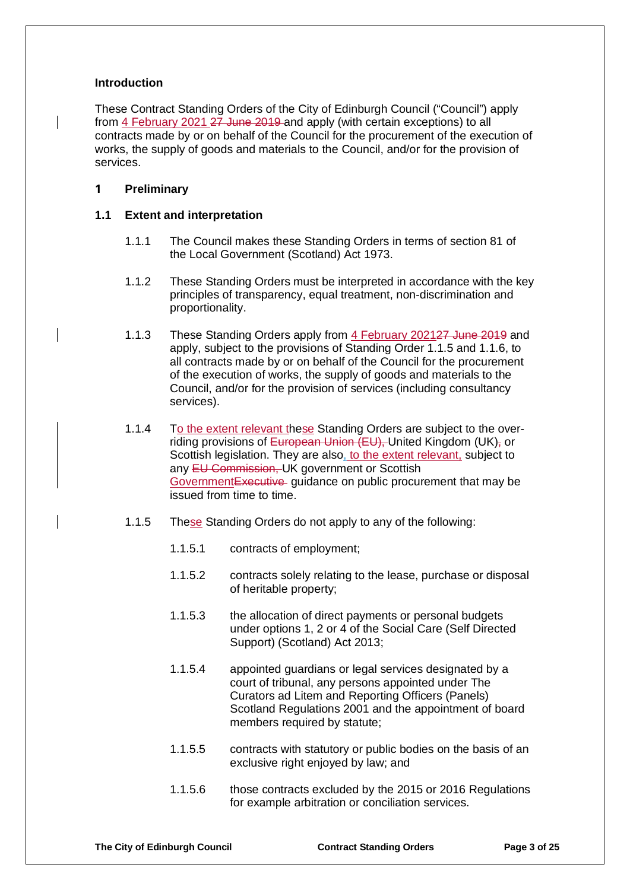### Introduction

These Contract Standing Orders of the City of Edinburgh Council ("Council") apply from 4 February 2021 ~~27 June 2019~~ and apply (with certain exceptions) to all contracts made by or on behalf of the Council for the procurement of the execution of works, the supply of goods and materials to the Council, and/or for the provision of services.

## 1 Preliminary

### 1.1 Extent and interpretation

1.1.1 The Council makes these Standing Orders in terms of section 81 of the Local Government (Scotland) Act 1973.

1.1.2 These Standing Orders must be interpreted in accordance with the key principles of transparency, equal treatment, non-discrimination and proportionality.

1.1.3 These Standing Orders apply from 4 February 2021~~27 June 2019~~ and apply, subject to the provisions of Standing Order 1.1.5 and 1.1.6, to all contracts made by or on behalf of the Council for the procurement of the execution of works, the supply of goods and materials to the Council, and/or for the provision of services (including consultancy services).

1.1.4 To the extent relevant these Standing Orders are subject to the over-riding provisions of ~~European Union (EU),~~ United Kingdom (UK)~~,~~ or Scottish legislation. They are also, to the extent relevant, subject to any ~~EU Commission,~~ UK government or Scottish Government~~Executive~~ guidance on public procurement that may be issued from time to time.

1.1.5 These Standing Orders do not apply to any of the following:

1.1.5.1 contracts of employment;

1.1.5.2 contracts solely relating to the lease, purchase or disposal of heritable property;

1.1.5.3 the allocation of direct payments or personal budgets under options 1, 2 or 4 of the Social Care (Self Directed Support) (Scotland) Act 2013;

1.1.5.4 appointed guardians or legal services designated by a court of tribunal, any persons appointed under The Curators ad Litem and Reporting Officers (Panels) Scotland Regulations 2001 and the appointment of board members required by statute;

1.1.5.5 contracts with statutory or public bodies on the basis of an exclusive right enjoyed by law; and

1.1.5.6 those contracts excluded by the 2015 or 2016 Regulations for example arbitration or conciliation services.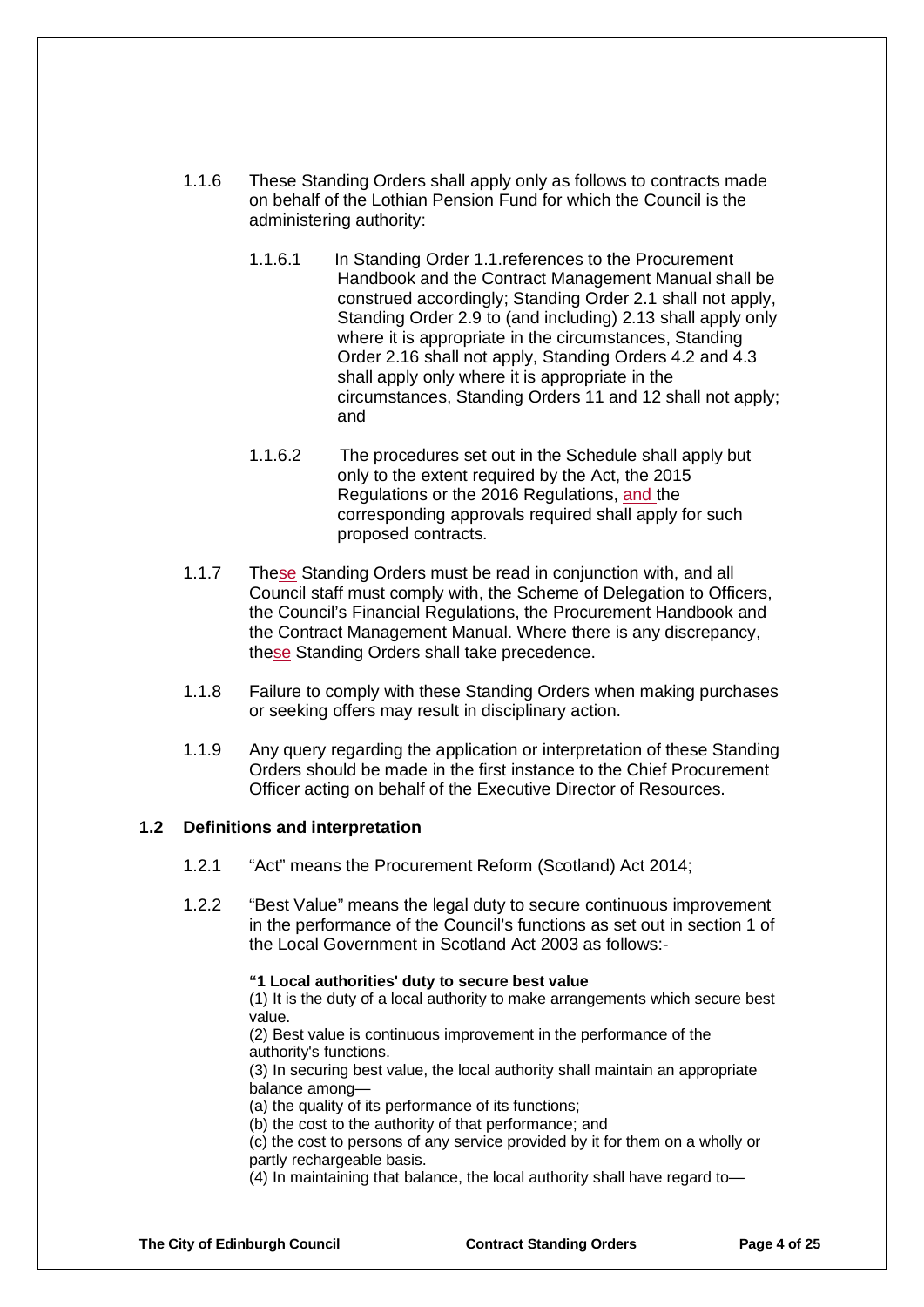1.1.6 These Standing Orders shall apply only as follows to contracts made on behalf of the Lothian Pension Fund for which the Council is the administering authority:

1.1.6.1 In Standing Order 1.1.references to the Procurement Handbook and the Contract Management Manual shall be construed accordingly; Standing Order 2.1 shall not apply, Standing Order 2.9 to (and including) 2.13 shall apply only where it is appropriate in the circumstances, Standing Order 2.16 shall not apply, Standing Orders 4.2 and 4.3 shall apply only where it is appropriate in the circumstances, Standing Orders 11 and 12 shall not apply; and

1.1.6.2 The procedures set out in the Schedule shall apply but only to the extent required by the Act, the 2015 Regulations or the 2016 Regulations, and the corresponding approvals required shall apply for such proposed contracts.

1.1.7 These Standing Orders must be read in conjunction with, and all Council staff must comply with, the Scheme of Delegation to Officers, the Council's Financial Regulations, the Procurement Handbook and the Contract Management Manual. Where there is any discrepancy, these Standing Orders shall take precedence.

1.1.8 Failure to comply with these Standing Orders when making purchases or seeking offers may result in disciplinary action.

1.1.9 Any query regarding the application or interpretation of these Standing Orders should be made in the first instance to the Chief Procurement Officer acting on behalf of the Executive Director of Resources.

## 1.2 Definitions and interpretation

1.2.1 "Act" means the Procurement Reform (Scotland) Act 2014;

1.2.2 "Best Value" means the legal duty to secure continuous improvement in the performance of the Council's functions as set out in section 1 of the Local Government in Scotland Act 2003 as follows:-

**"1 Local authorities' duty to secure best value**

(1) It is the duty of a local authority to make arrangements which secure best value.

(2) Best value is continuous improvement in the performance of the authority's functions.

(3) In securing best value, the local authority shall maintain an appropriate balance among—

(a) the quality of its performance of its functions;

(b) the cost to the authority of that performance; and

(c) the cost to persons of any service provided by it for them on a wholly or partly rechargeable basis.

(4) In maintaining that balance, the local authority shall have regard to—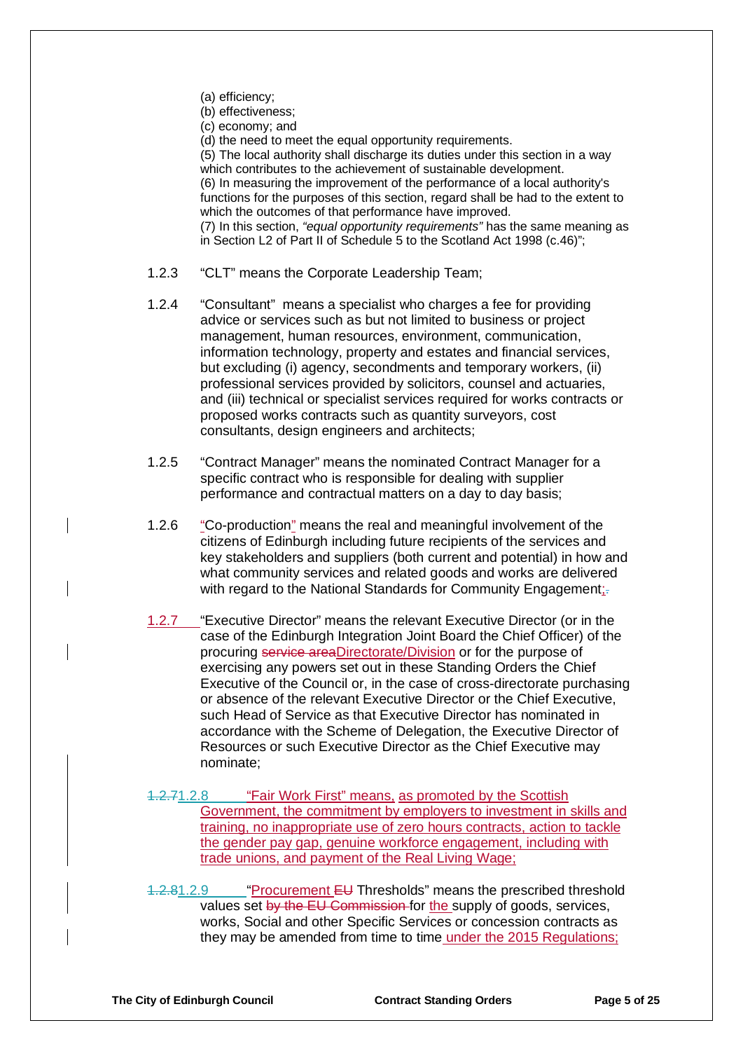(a) efficiency;
(b) effectiveness;
(c) economy; and
(d) the need to meet the equal opportunity requirements.
(5) The local authority shall discharge its duties under this section in a way which contributes to the achievement of sustainable development.
(6) In measuring the improvement of the performance of a local authority's functions for the purposes of this section, regard shall be had to the extent to which the outcomes of that performance have improved.
(7) In this section, *"equal opportunity requirements"* has the same meaning as in Section L2 of Part II of Schedule 5 to the Scotland Act 1998 (c.46)";

1.2.3 "CLT" means the Corporate Leadership Team;

1.2.4 "Consultant" means a specialist who charges a fee for providing advice or services such as but not limited to business or project management, human resources, environment, communication, information technology, property and estates and financial services, but excluding (i) agency, secondments and temporary workers, (ii) professional services provided by solicitors, counsel and actuaries, and (iii) technical or specialist services required for works contracts or proposed works contracts such as quantity surveyors, cost consultants, design engineers and architects;

1.2.5 "Contract Manager" means the nominated Contract Manager for a specific contract who is responsible for dealing with supplier performance and contractual matters on a day to day basis;

1.2.6 "Co-production" means the real and meaningful involvement of the citizens of Edinburgh including future recipients of the services and key stakeholders and suppliers (both current and potential) in how and what community services and related goods and works are delivered with regard to the National Standards for Community Engagement;~~.~~

1.2.7 "Executive Director" means the relevant Executive Director (or in the case of the Edinburgh Integration Joint Board the Chief Officer) of the procuring ~~service area~~Directorate/Division or for the purpose of exercising any powers set out in these Standing Orders the Chief Executive of the Council or, in the case of cross-directorate purchasing or absence of the relevant Executive Director or the Chief Executive, such Head of Service as that Executive Director has nominated in accordance with the Scheme of Delegation, the Executive Director of Resources or such Executive Director as the Chief Executive may nominate;

~~1.2.7~~1.2.8 "Fair Work First" means, as promoted by the Scottish Government, the commitment by employers to investment in skills and training, no inappropriate use of zero hours contracts, action to tackle the gender pay gap, genuine workforce engagement, including with trade unions, and payment of the Real Living Wage;

~~1.2.8~~1.2.9 "Procurement ~~EU~~ Thresholds" means the prescribed threshold values set ~~by the EU Commission~~ for the supply of goods, services, works, Social and other Specific Services or concession contracts as they may be amended from time to time under the 2015 Regulations;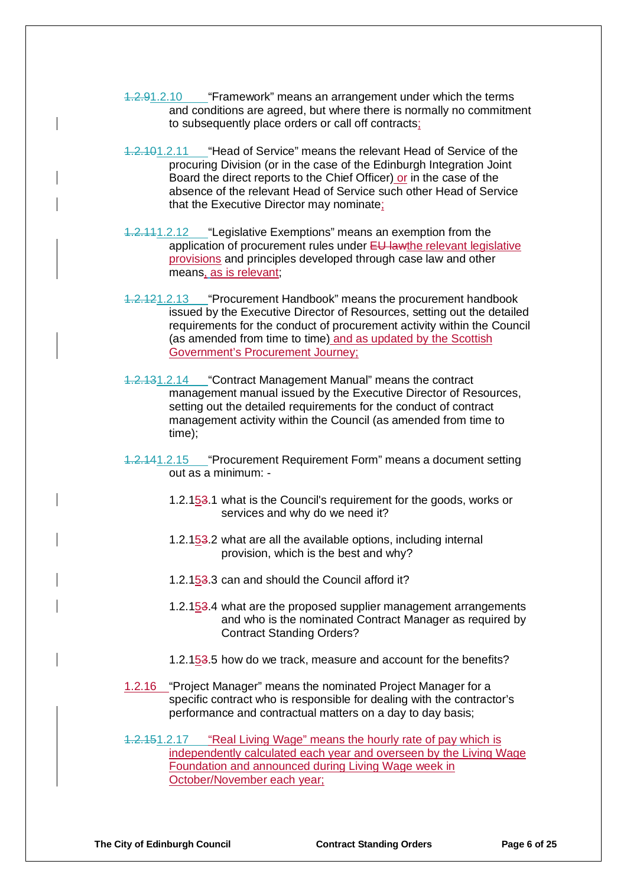~~1.2.9~~1.2.10 "Framework" means an arrangement under which the terms and conditions are agreed, but where there is normally no commitment to subsequently place orders or call off contracts;

~~1.2.10~~1.2.11 "Head of Service" means the relevant Head of Service of the procuring Division (or in the case of the Edinburgh Integration Joint Board the direct reports to the Chief Officer) or in the case of the absence of the relevant Head of Service such other Head of Service that the Executive Director may nominate;

~~1.2.11~~1.2.12 "Legislative Exemptions" means an exemption from the application of procurement rules under ~~EU law~~the relevant legislative provisions and principles developed through case law and other means, as is relevant;

~~1.2.12~~1.2.13 "Procurement Handbook" means the procurement handbook issued by the Executive Director of Resources, setting out the detailed requirements for the conduct of procurement activity within the Council (as amended from time to time) and as updated by the Scottish Government's Procurement Journey;

~~1.2.13~~1.2.14 "Contract Management Manual" means the contract management manual issued by the Executive Director of Resources, setting out the detailed requirements for the conduct of contract management activity within the Council (as amended from time to time);

~~1.2.14~~1.2.15 "Procurement Requirement Form" means a document setting out as a minimum: -

- 1.2.15~~3~~.1 what is the Council's requirement for the goods, works or services and why do we need it?
- 1.2.15~~3~~.2 what are all the available options, including internal provision, which is the best and why?
- 1.2.15~~3~~.3 can and should the Council afford it?
- 1.2.15~~3~~.4 what are the proposed supplier management arrangements and who is the nominated Contract Manager as required by Contract Standing Orders?
- 1.2.15~~3~~.5 how do we track, measure and account for the benefits?

1.2.16 "Project Manager" means the nominated Project Manager for a specific contract who is responsible for dealing with the contractor's performance and contractual matters on a day to day basis;

~~1.2.15~~1.2.17 "Real Living Wage" means the hourly rate of pay which is independently calculated each year and overseen by the Living Wage Foundation and announced during Living Wage week in October/November each year;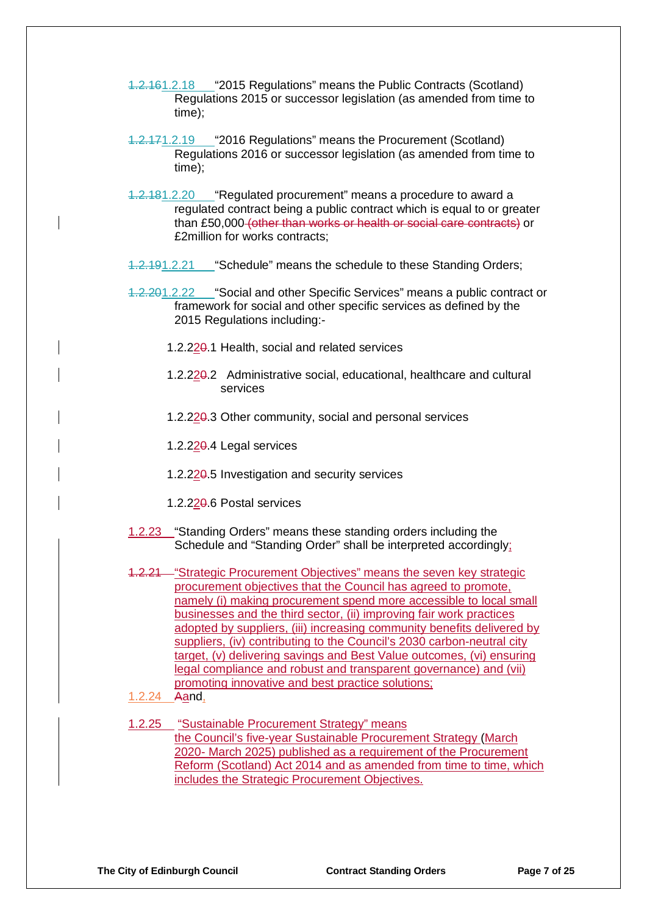1.2.16 1.2.18 "2015 Regulations" means the Public Contracts (Scotland) Regulations 2015 or successor legislation (as amended from time to time);

1.2.17 1.2.19 "2016 Regulations" means the Procurement (Scotland) Regulations 2016 or successor legislation (as amended from time to time);

1.2.18 1.2.20 "Regulated procurement" means a procedure to award a regulated contract being a public contract which is equal to or greater than £50,000 (other than works or health or social care contracts) or £2million for works contracts;

1.2.19 1.2.21 "Schedule" means the schedule to these Standing Orders;

1.2.20 1.2.22 "Social and other Specific Services" means a public contract or framework for social and other specific services as defined by the 2015 Regulations including:-

1.2.220.1 Health, social and related services

1.2.220.2 Administrative social, educational, healthcare and cultural services

1.2.220.3 Other community, social and personal services

1.2.220.4 Legal services

1.2.220.5 Investigation and security services

1.2.220.6 Postal services

1.2.23 "Standing Orders" means these standing orders including the Schedule and "Standing Order" shall be interpreted accordingly;

1.2.21 "Strategic Procurement Objectives" means the seven key strategic procurement objectives that the Council has agreed to promote, namely (i) making procurement spend more accessible to local small businesses and the third sector, (ii) improving fair work practices adopted by suppliers, (iii) increasing community benefits delivered by suppliers, (iv) contributing to the Council's 2030 carbon-neutral city target, (v) delivering savings and Best Value outcomes, (vi) ensuring legal compliance and robust and transparent governance) and (vii) promoting innovative and best practice solutions;

1.2.24 Aand,

1.2.25 "Sustainable Procurement Strategy" means the Council's five-year Sustainable Procurement Strategy (March 2020- March 2025) published as a requirement of the Procurement Reform (Scotland) Act 2014 and as amended from time to time, which includes the Strategic Procurement Objectives.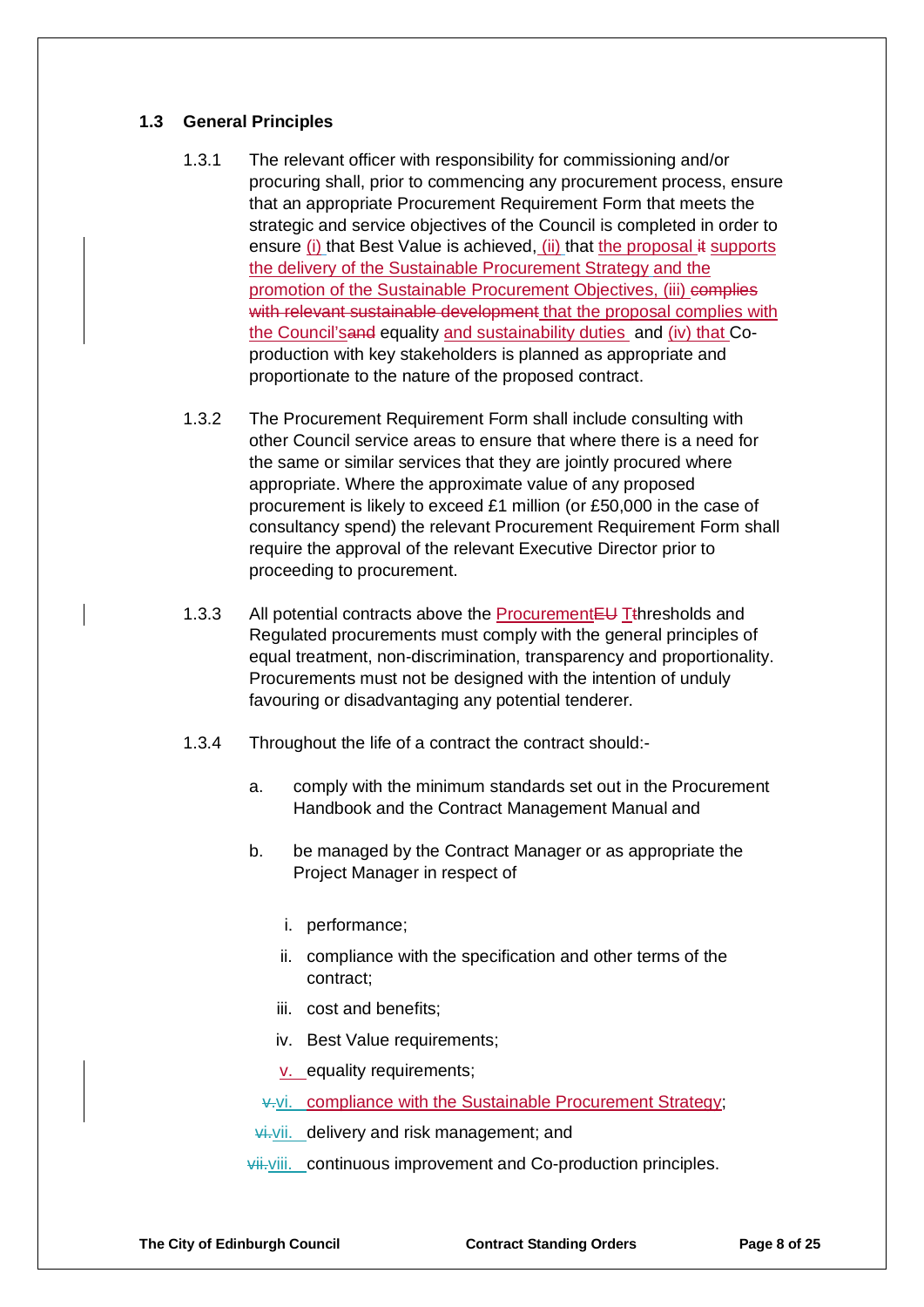### 1.3 General Principles

1.3.1 The relevant officer with responsibility for commissioning and/or procuring shall, prior to commencing any procurement process, ensure that an appropriate Procurement Requirement Form that meets the strategic and service objectives of the Council is completed in order to ensure (i) that Best Value is achieved, (ii) that the proposal ~~it~~ supports the delivery of the Sustainable Procurement Strategy and the promotion of the Sustainable Procurement Objectives, (iii) ~~complies with relevant sustainable development~~ that the proposal complies with the Council's~~and~~ equality and sustainability duties and (iv) that Co-production with key stakeholders is planned as appropriate and proportionate to the nature of the proposed contract.

1.3.2 The Procurement Requirement Form shall include consulting with other Council service areas to ensure that where there is a need for the same or similar services that they are jointly procured where appropriate. Where the approximate value of any proposed procurement is likely to exceed £1 million (or £50,000 in the case of consultancy spend) the relevant Procurement Requirement Form shall require the approval of the relevant Executive Director prior to proceeding to procurement.

1.3.3 All potential contracts above the Procurement~~EU~~ T~~t~~hresholds and Regulated procurements must comply with the general principles of equal treatment, non-discrimination, transparency and proportionality. Procurements must not be designed with the intention of unduly favouring or disadvantaging any potential tenderer.

1.3.4 Throughout the life of a contract the contract should:-

a. comply with the minimum standards set out in the Procurement Handbook and the Contract Management Manual and

b. be managed by the Contract Manager or as appropriate the Project Manager in respect of

   i. performance;

   ii. compliance with the specification and other terms of the contract;

   iii. cost and benefits;

   iv. Best Value requirements;

   v. equality requirements;

   ~~v.~~vi. compliance with the Sustainable Procurement Strategy;

   ~~vi.~~vii. delivery and risk management; and

   ~~vii.~~viii. continuous improvement and Co-production principles.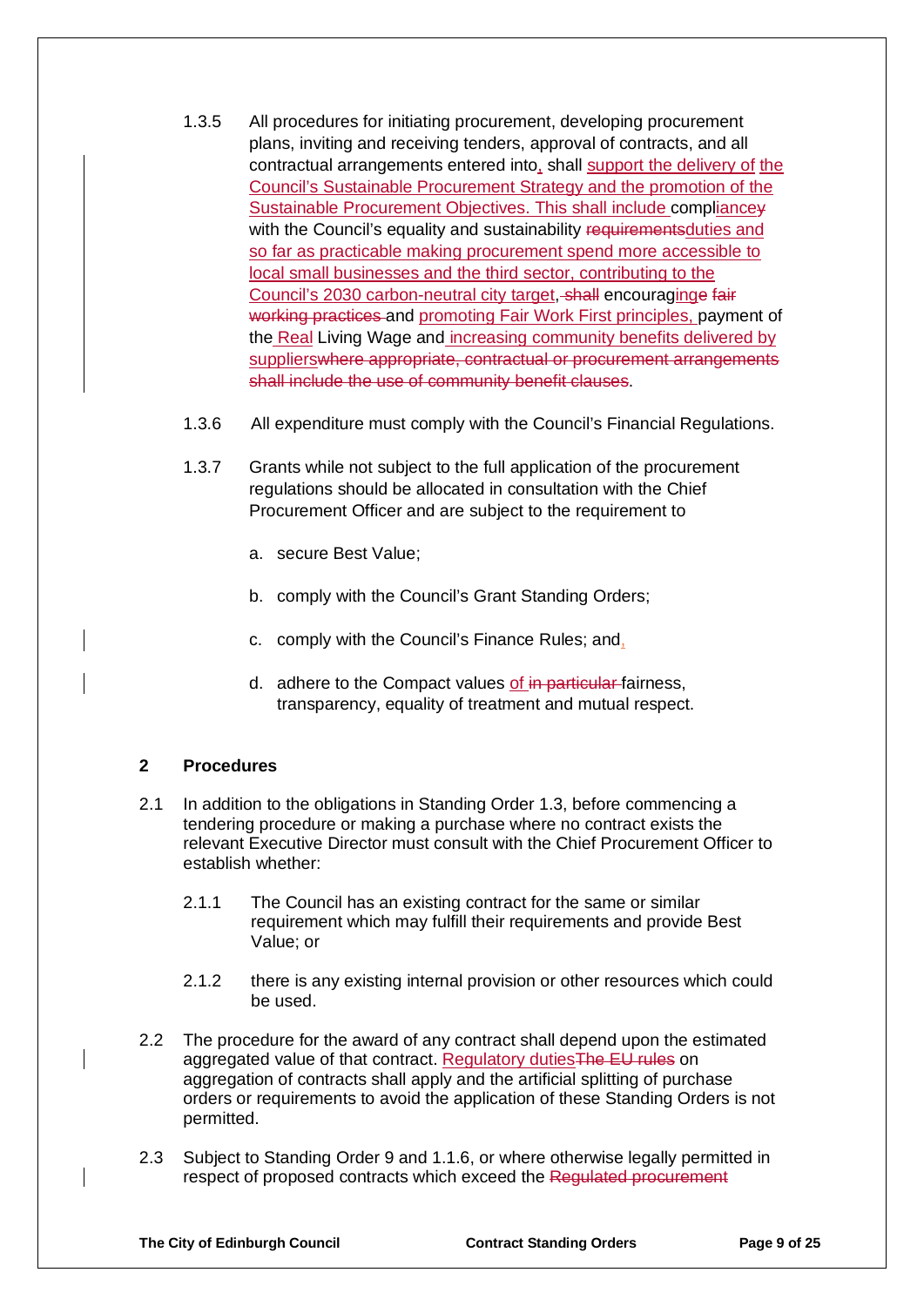1.3.5 All procedures for initiating procurement, developing procurement plans, inviting and receiving tenders, approval of contracts, and all contractual arrangements entered into, shall support the delivery of the Council's Sustainable Procurement Strategy and the promotion of the Sustainable Procurement Objectives. This shall include compliance~~y~~ with the Council's equality and sustainability ~~requirements~~duties and so far as practicable making procurement spend more accessible to local small businesses and the third sector, contributing to the Council's 2030 carbon-neutral city target, ~~shall~~ encouraging~~e~~ ~~fair working practices~~ and promoting Fair Work First principles, payment of the Real Living Wage and increasing community benefits delivered by suppliers~~where appropriate, contractual or procurement arrangements shall include the use of community benefit clauses~~.

1.3.6 All expenditure must comply with the Council's Financial Regulations.

1.3.7 Grants while not subject to the full application of the procurement regulations should be allocated in consultation with the Chief Procurement Officer and are subject to the requirement to

a. secure Best Value;

b. comply with the Council's Grant Standing Orders;

c. comply with the Council's Finance Rules; and,

d. adhere to the Compact values of ~~in particular~~ fairness, transparency, equality of treatment and mutual respect.

## 2 Procedures

2.1 In addition to the obligations in Standing Order 1.3, before commencing a tendering procedure or making a purchase where no contract exists the relevant Executive Director must consult with the Chief Procurement Officer to establish whether:

2.1.1 The Council has an existing contract for the same or similar requirement which may fulfill their requirements and provide Best Value; or

2.1.2 there is any existing internal provision or other resources which could be used.

2.2 The procedure for the award of any contract shall depend upon the estimated aggregated value of that contract. Regulatory duties~~The EU rules~~ on aggregation of contracts shall apply and the artificial splitting of purchase orders or requirements to avoid the application of these Standing Orders is not permitted.

2.3 Subject to Standing Order 9 and 1.1.6, or where otherwise legally permitted in respect of proposed contracts which exceed the ~~Regulated procurement~~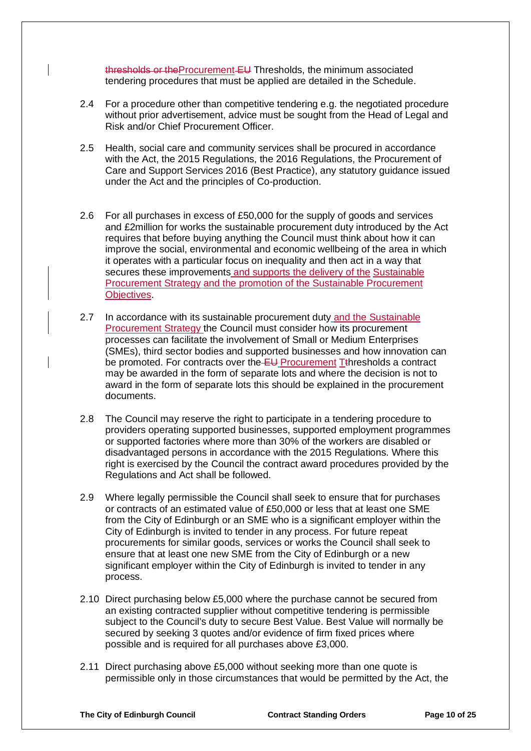~~thresholds or the~~Procurement ~~EU~~ Thresholds, the minimum associated tendering procedures that must be applied are detailed in the Schedule.

2.4 For a procedure other than competitive tendering e.g. the negotiated procedure without prior advertisement, advice must be sought from the Head of Legal and Risk and/or Chief Procurement Officer.

2.5 Health, social care and community services shall be procured in accordance with the Act, the 2015 Regulations, the 2016 Regulations, the Procurement of Care and Support Services 2016 (Best Practice), any statutory guidance issued under the Act and the principles of Co-production.

2.6 For all purchases in excess of £50,000 for the supply of goods and services and £2million for works the sustainable procurement duty introduced by the Act requires that before buying anything the Council must think about how it can improve the social, environmental and economic wellbeing of the area in which it operates with a particular focus on inequality and then act in a way that secures these improvements and supports the delivery of the Sustainable Procurement Strategy and the promotion of the Sustainable Procurement Objectives.

2.7 In accordance with its sustainable procurement duty and the Sustainable Procurement Strategy the Council must consider how its procurement processes can facilitate the involvement of Small or Medium Enterprises (SMEs), third sector bodies and supported businesses and how innovation can be promoted. For contracts over the ~~EU~~ Procurement T~~t~~hresholds a contract may be awarded in the form of separate lots and where the decision is not to award in the form of separate lots this should be explained in the procurement documents.

2.8 The Council may reserve the right to participate in a tendering procedure to providers operating supported businesses, supported employment programmes or supported factories where more than 30% of the workers are disabled or disadvantaged persons in accordance with the 2015 Regulations. Where this right is exercised by the Council the contract award procedures provided by the Regulations and Act shall be followed.

2.9 Where legally permissible the Council shall seek to ensure that for purchases or contracts of an estimated value of £50,000 or less that at least one SME from the City of Edinburgh or an SME who is a significant employer within the City of Edinburgh is invited to tender in any process. For future repeat procurements for similar goods, services or works the Council shall seek to ensure that at least one new SME from the City of Edinburgh or a new significant employer within the City of Edinburgh is invited to tender in any process.

2.10 Direct purchasing below £5,000 where the purchase cannot be secured from an existing contracted supplier without competitive tendering is permissible subject to the Council's duty to secure Best Value. Best Value will normally be secured by seeking 3 quotes and/or evidence of firm fixed prices where possible and is required for all purchases above £3,000.

2.11 Direct purchasing above £5,000 without seeking more than one quote is permissible only in those circumstances that would be permitted by the Act, the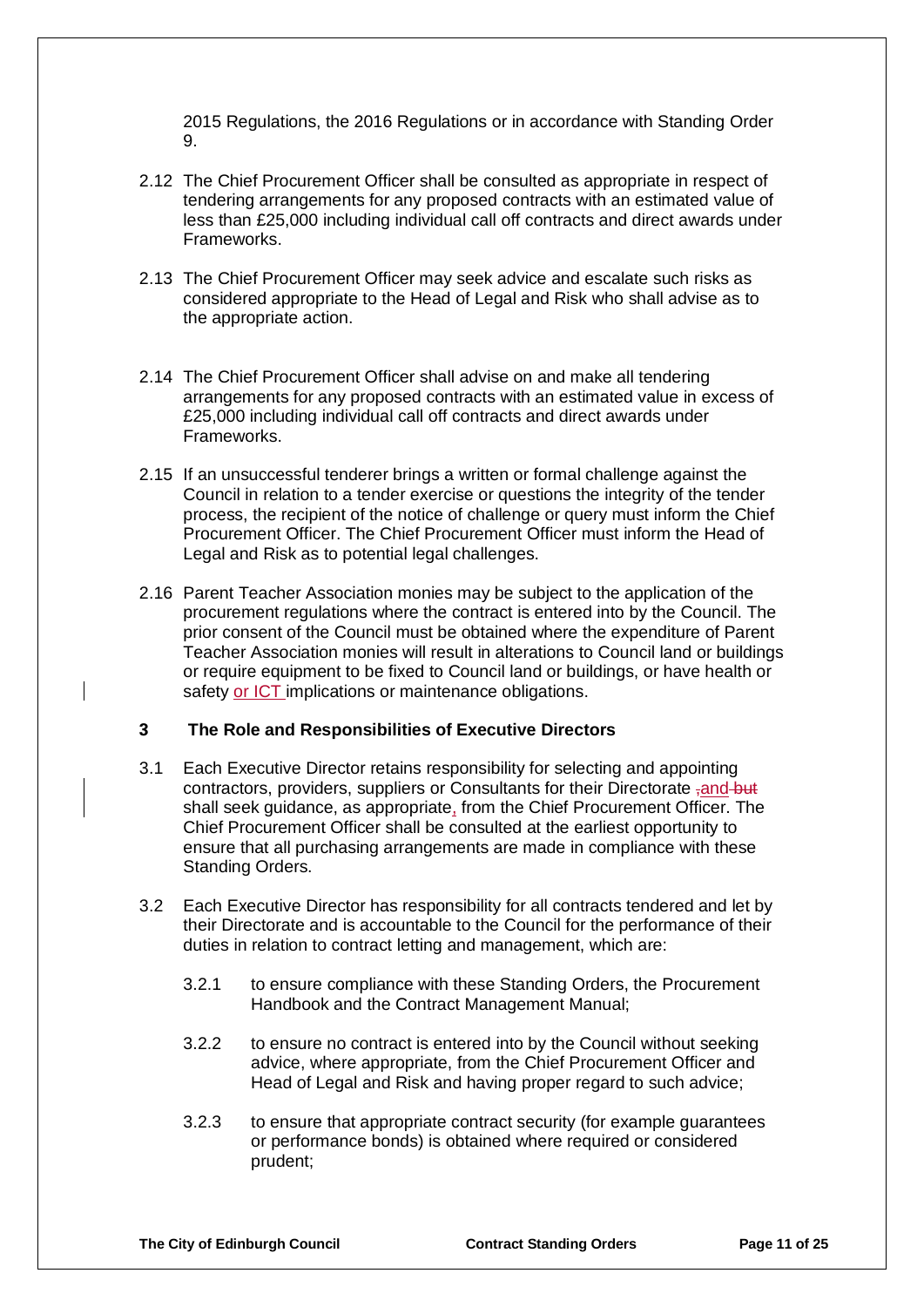2015 Regulations, the 2016 Regulations or in accordance with Standing Order 9.

2.12 The Chief Procurement Officer shall be consulted as appropriate in respect of tendering arrangements for any proposed contracts with an estimated value of less than £25,000 including individual call off contracts and direct awards under Frameworks.

2.13 The Chief Procurement Officer may seek advice and escalate such risks as considered appropriate to the Head of Legal and Risk who shall advise as to the appropriate action.

2.14 The Chief Procurement Officer shall advise on and make all tendering arrangements for any proposed contracts with an estimated value in excess of £25,000 including individual call off contracts and direct awards under Frameworks.

2.15 If an unsuccessful tenderer brings a written or formal challenge against the Council in relation to a tender exercise or questions the integrity of the tender process, the recipient of the notice of challenge or query must inform the Chief Procurement Officer. The Chief Procurement Officer must inform the Head of Legal and Risk as to potential legal challenges.

2.16 Parent Teacher Association monies may be subject to the application of the procurement regulations where the contract is entered into by the Council. The prior consent of the Council must be obtained where the expenditure of Parent Teacher Association monies will result in alterations to Council land or buildings or require equipment to be fixed to Council land or buildings, or have health or safety or ICT implications or maintenance obligations.

## 3 The Role and Responsibilities of Executive Directors

3.1 Each Executive Director retains responsibility for selecting and appointing contractors, providers, suppliers or Consultants for their Directorate ~~,~~and ~~but~~ shall seek guidance, as appropriate, from the Chief Procurement Officer. The Chief Procurement Officer shall be consulted at the earliest opportunity to ensure that all purchasing arrangements are made in compliance with these Standing Orders.

3.2 Each Executive Director has responsibility for all contracts tendered and let by their Directorate and is accountable to the Council for the performance of their duties in relation to contract letting and management, which are:

3.2.1 to ensure compliance with these Standing Orders, the Procurement Handbook and the Contract Management Manual;

3.2.2 to ensure no contract is entered into by the Council without seeking advice, where appropriate, from the Chief Procurement Officer and Head of Legal and Risk and having proper regard to such advice;

3.2.3 to ensure that appropriate contract security (for example guarantees or performance bonds) is obtained where required or considered prudent;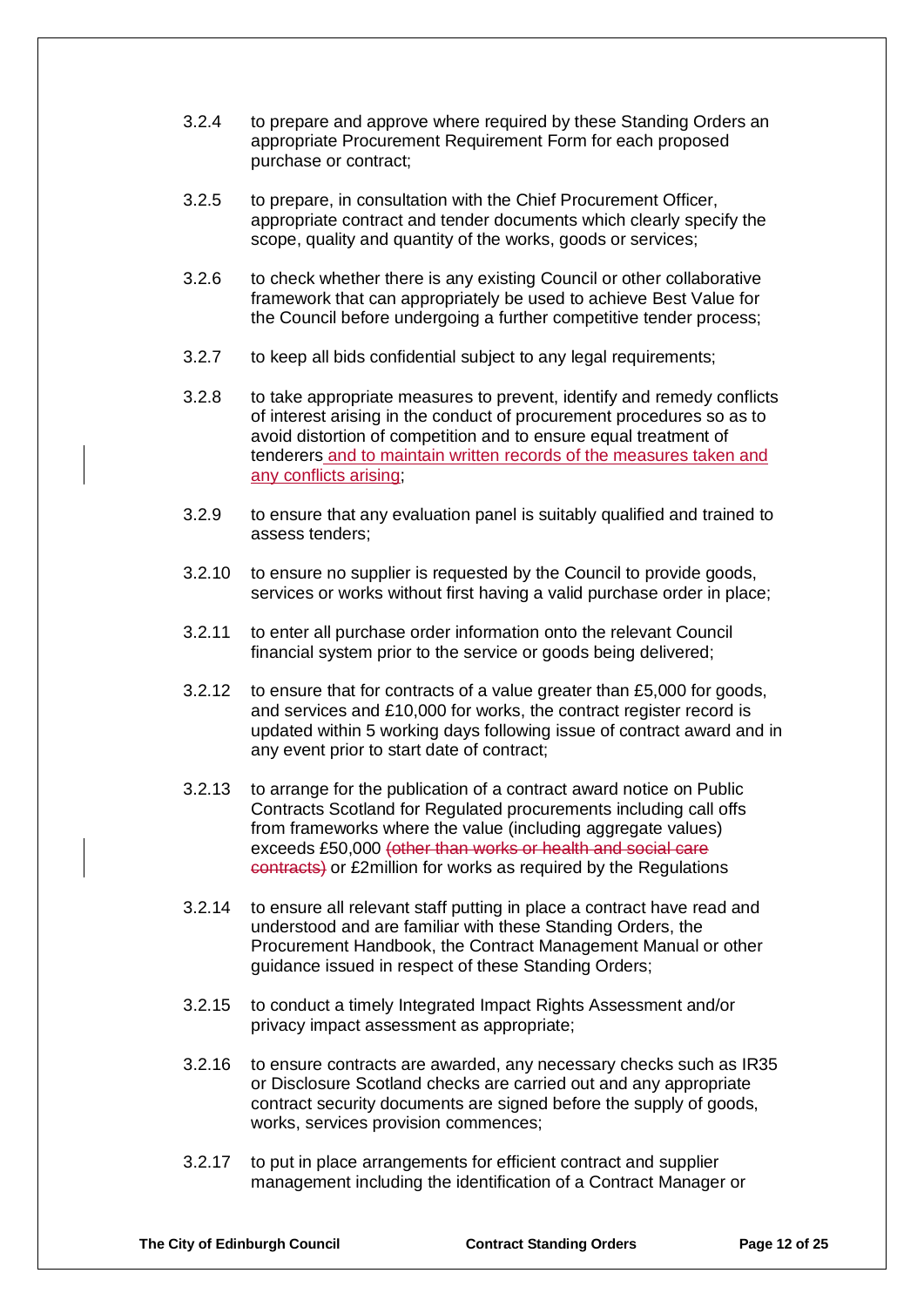3.2.4 to prepare and approve where required by these Standing Orders an appropriate Procurement Requirement Form for each proposed purchase or contract;

3.2.5 to prepare, in consultation with the Chief Procurement Officer, appropriate contract and tender documents which clearly specify the scope, quality and quantity of the works, goods or services;

3.2.6 to check whether there is any existing Council or other collaborative framework that can appropriately be used to achieve Best Value for the Council before undergoing a further competitive tender process;

3.2.7 to keep all bids confidential subject to any legal requirements;

3.2.8 to take appropriate measures to prevent, identify and remedy conflicts of interest arising in the conduct of procurement procedures so as to avoid distortion of competition and to ensure equal treatment of tenderers and to maintain written records of the measures taken and any conflicts arising;

3.2.9 to ensure that any evaluation panel is suitably qualified and trained to assess tenders;

3.2.10 to ensure no supplier is requested by the Council to provide goods, services or works without first having a valid purchase order in place;

3.2.11 to enter all purchase order information onto the relevant Council financial system prior to the service or goods being delivered;

3.2.12 to ensure that for contracts of a value greater than £5,000 for goods, and services and £10,000 for works, the contract register record is updated within 5 working days following issue of contract award and in any event prior to start date of contract;

3.2.13 to arrange for the publication of a contract award notice on Public Contracts Scotland for Regulated procurements including call offs from frameworks where the value (including aggregate values) exceeds £50,000 ~~(other than works or health and social care contracts)~~ or £2million for works as required by the Regulations

3.2.14 to ensure all relevant staff putting in place a contract have read and understood and are familiar with these Standing Orders, the Procurement Handbook, the Contract Management Manual or other guidance issued in respect of these Standing Orders;

3.2.15 to conduct a timely Integrated Impact Rights Assessment and/or privacy impact assessment as appropriate;

3.2.16 to ensure contracts are awarded, any necessary checks such as IR35 or Disclosure Scotland checks are carried out and any appropriate contract security documents are signed before the supply of goods, works, services provision commences;

3.2.17 to put in place arrangements for efficient contract and supplier management including the identification of a Contract Manager or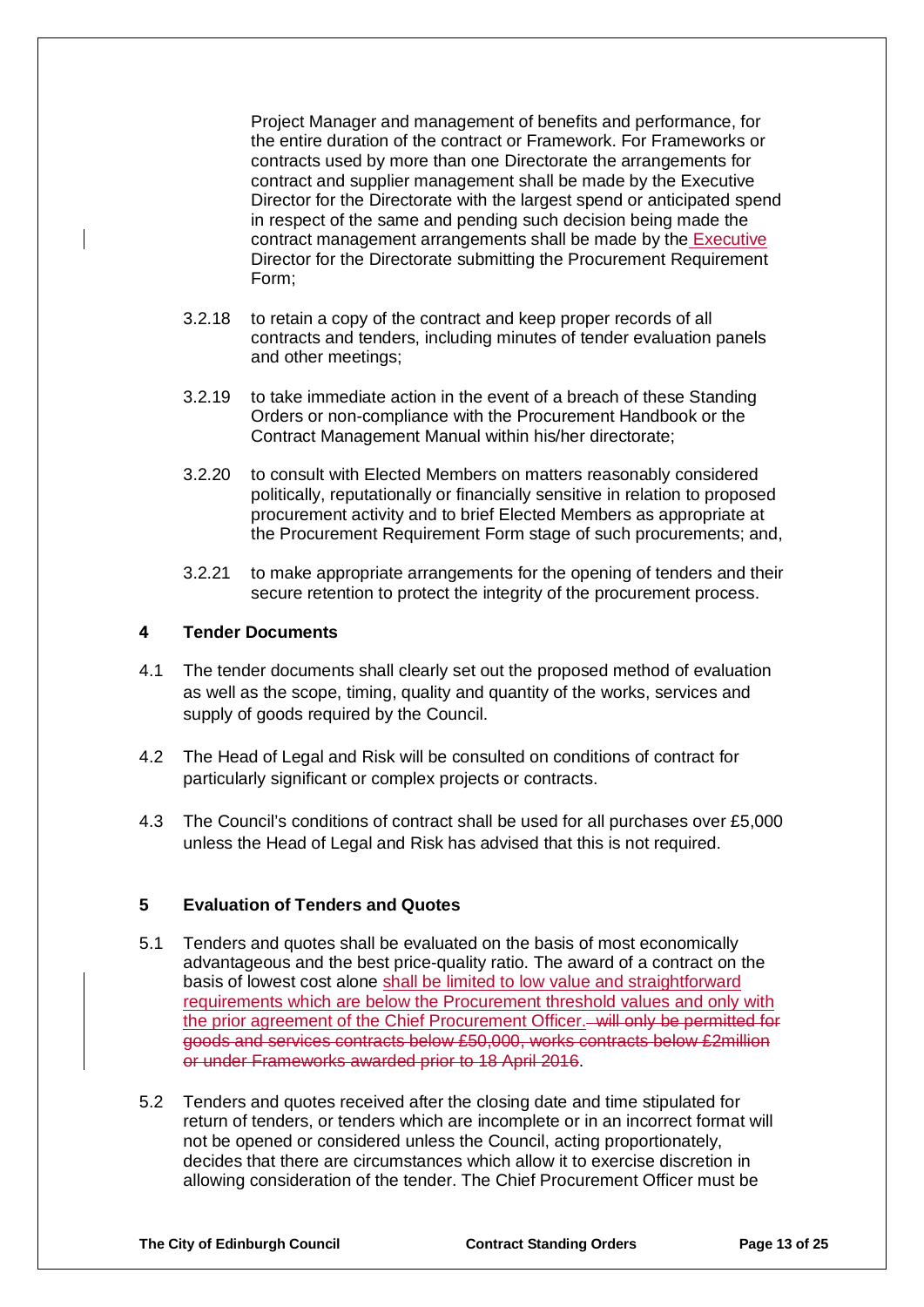Project Manager and management of benefits and performance, for the entire duration of the contract or Framework. For Frameworks or contracts used by more than one Directorate the arrangements for contract and supplier management shall be made by the Executive Director for the Directorate with the largest spend or anticipated spend in respect of the same and pending such decision being made the contract management arrangements shall be made by the Executive Director for the Directorate submitting the Procurement Requirement Form;

3.2.18 to retain a copy of the contract and keep proper records of all contracts and tenders, including minutes of tender evaluation panels and other meetings;

3.2.19 to take immediate action in the event of a breach of these Standing Orders or non-compliance with the Procurement Handbook or the Contract Management Manual within his/her directorate;

3.2.20 to consult with Elected Members on matters reasonably considered politically, reputationally or financially sensitive in relation to proposed procurement activity and to brief Elected Members as appropriate at the Procurement Requirement Form stage of such procurements; and,

3.2.21 to make appropriate arrangements for the opening of tenders and their secure retention to protect the integrity of the procurement process.

## 4 Tender Documents

4.1 The tender documents shall clearly set out the proposed method of evaluation as well as the scope, timing, quality and quantity of the works, services and supply of goods required by the Council.

4.2 The Head of Legal and Risk will be consulted on conditions of contract for particularly significant or complex projects or contracts.

4.3 The Council's conditions of contract shall be used for all purchases over £5,000 unless the Head of Legal and Risk has advised that this is not required.

## 5 Evaluation of Tenders and Quotes

5.1 Tenders and quotes shall be evaluated on the basis of most economically advantageous and the best price-quality ratio. The award of a contract on the basis of lowest cost alone shall be limited to low value and straightforward requirements which are below the Procurement threshold values and only with the prior agreement of the Chief Procurement Officer. ~~will only be permitted for goods and services contracts below £50,000, works contracts below £2million or under Frameworks awarded prior to 18 April 2016~~.

5.2 Tenders and quotes received after the closing date and time stipulated for return of tenders, or tenders which are incomplete or in an incorrect format will not be opened or considered unless the Council, acting proportionately, decides that there are circumstances which allow it to exercise discretion in allowing consideration of the tender. The Chief Procurement Officer must be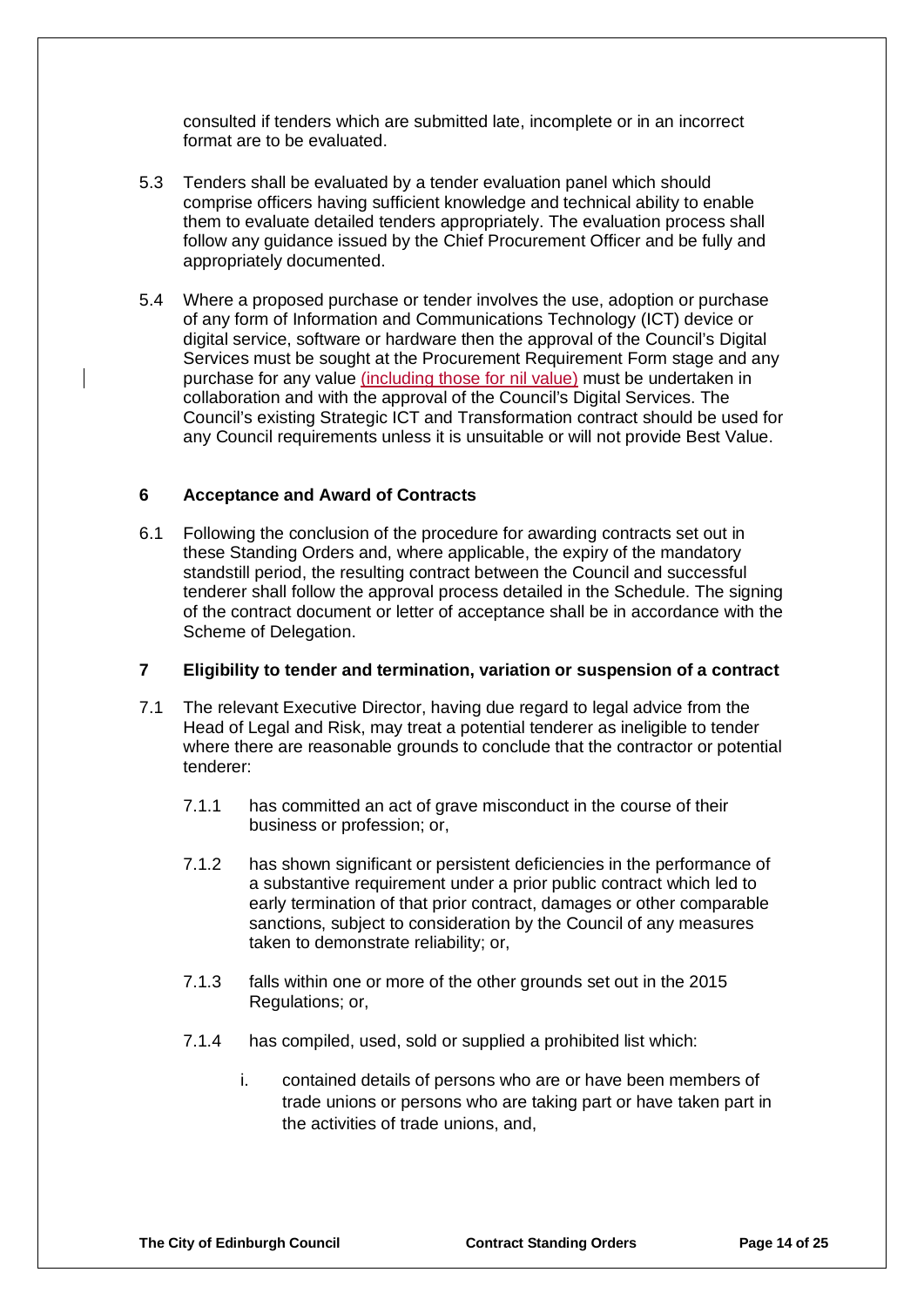consulted if tenders which are submitted late, incomplete or in an incorrect format are to be evaluated.

5.3 Tenders shall be evaluated by a tender evaluation panel which should comprise officers having sufficient knowledge and technical ability to enable them to evaluate detailed tenders appropriately. The evaluation process shall follow any guidance issued by the Chief Procurement Officer and be fully and appropriately documented.

5.4 Where a proposed purchase or tender involves the use, adoption or purchase of any form of Information and Communications Technology (ICT) device or digital service, software or hardware then the approval of the Council's Digital Services must be sought at the Procurement Requirement Form stage and any purchase for any value (including those for nil value) must be undertaken in collaboration and with the approval of the Council's Digital Services. The Council's existing Strategic ICT and Transformation contract should be used for any Council requirements unless it is unsuitable or will not provide Best Value.

## 6 Acceptance and Award of Contracts

6.1 Following the conclusion of the procedure for awarding contracts set out in these Standing Orders and, where applicable, the expiry of the mandatory standstill period, the resulting contract between the Council and successful tenderer shall follow the approval process detailed in the Schedule. The signing of the contract document or letter of acceptance shall be in accordance with the Scheme of Delegation.

## 7 Eligibility to tender and termination, variation or suspension of a contract

7.1 The relevant Executive Director, having due regard to legal advice from the Head of Legal and Risk, may treat a potential tenderer as ineligible to tender where there are reasonable grounds to conclude that the contractor or potential tenderer:

7.1.1 has committed an act of grave misconduct in the course of their business or profession; or,

7.1.2 has shown significant or persistent deficiencies in the performance of a substantive requirement under a prior public contract which led to early termination of that prior contract, damages or other comparable sanctions, subject to consideration by the Council of any measures taken to demonstrate reliability; or,

7.1.3 falls within one or more of the other grounds set out in the 2015 Regulations; or,

7.1.4 has compiled, used, sold or supplied a prohibited list which:

i. contained details of persons who are or have been members of trade unions or persons who are taking part or have taken part in the activities of trade unions, and,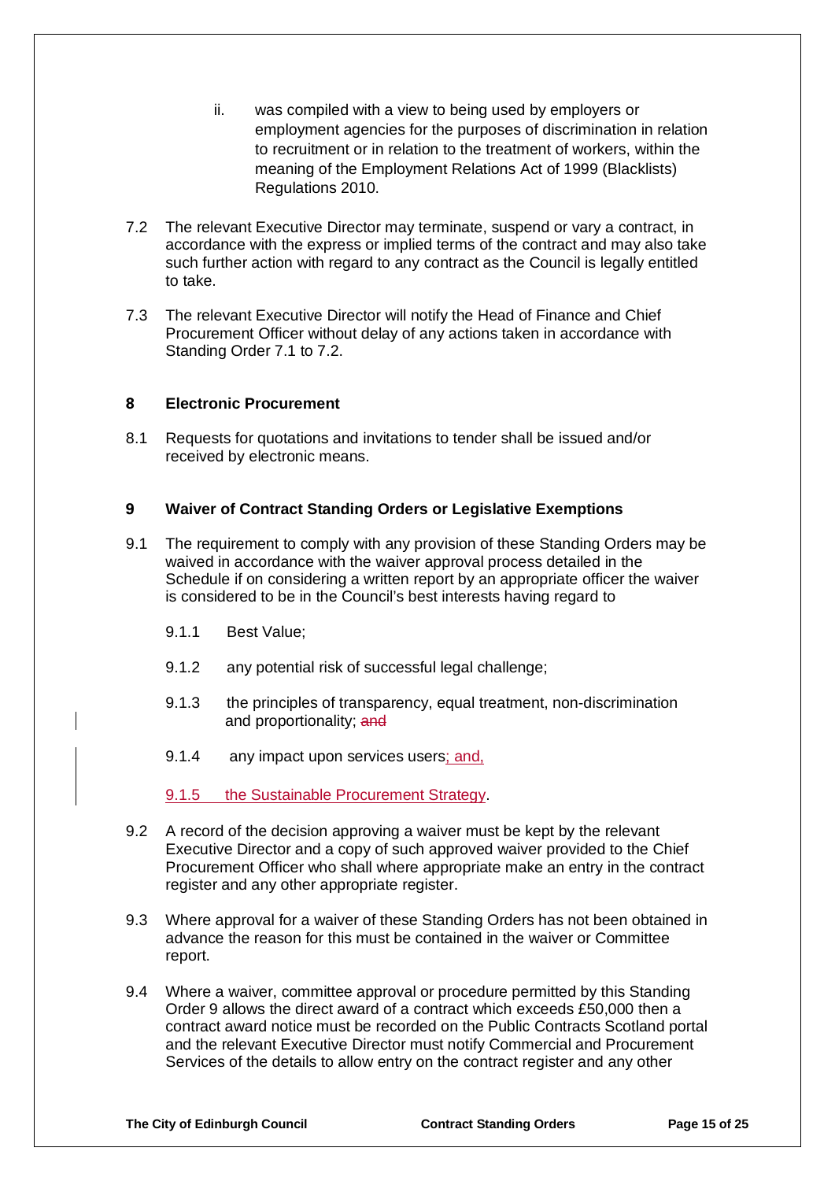ii. was compiled with a view to being used by employers or employment agencies for the purposes of discrimination in relation to recruitment or in relation to the treatment of workers, within the meaning of the Employment Relations Act of 1999 (Blacklists) Regulations 2010.

7.2 The relevant Executive Director may terminate, suspend or vary a contract, in accordance with the express or implied terms of the contract and may also take such further action with regard to any contract as the Council is legally entitled to take.

7.3 The relevant Executive Director will notify the Head of Finance and Chief Procurement Officer without delay of any actions taken in accordance with Standing Order 7.1 to 7.2.

## 8 Electronic Procurement

8.1 Requests for quotations and invitations to tender shall be issued and/or received by electronic means.

## 9 Waiver of Contract Standing Orders or Legislative Exemptions

9.1 The requirement to comply with any provision of these Standing Orders may be waived in accordance with the waiver approval process detailed in the Schedule if on considering a written report by an appropriate officer the waiver is considered to be in the Council's best interests having regard to

- 9.1.1 Best Value;
- 9.1.2 any potential risk of successful legal challenge;
- 9.1.3 the principles of transparency, equal treatment, non-discrimination and proportionality; ~~and~~
- 9.1.4 any impact upon services users; and,
- 9.1.5 the Sustainable Procurement Strategy.

9.2 A record of the decision approving a waiver must be kept by the relevant Executive Director and a copy of such approved waiver provided to the Chief Procurement Officer who shall where appropriate make an entry in the contract register and any other appropriate register.

9.3 Where approval for a waiver of these Standing Orders has not been obtained in advance the reason for this must be contained in the waiver or Committee report.

9.4 Where a waiver, committee approval or procedure permitted by this Standing Order 9 allows the direct award of a contract which exceeds £50,000 then a contract award notice must be recorded on the Public Contracts Scotland portal and the relevant Executive Director must notify Commercial and Procurement Services of the details to allow entry on the contract register and any other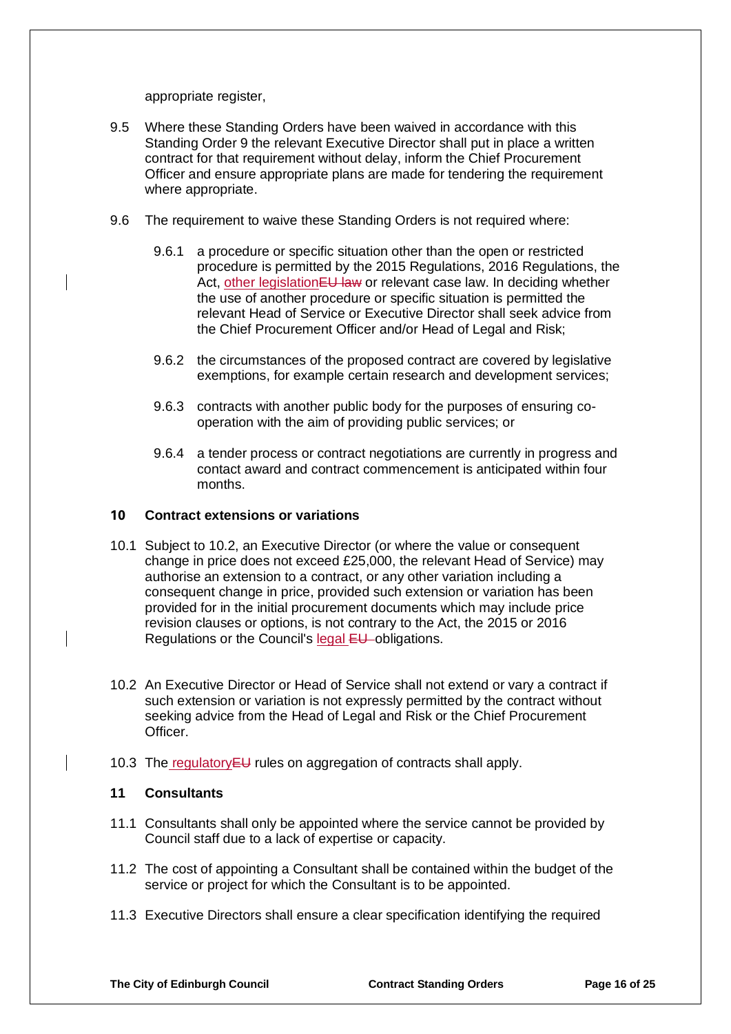appropriate register,

9.5 Where these Standing Orders have been waived in accordance with this Standing Order 9 the relevant Executive Director shall put in place a written contract for that requirement without delay, inform the Chief Procurement Officer and ensure appropriate plans are made for tendering the requirement where appropriate.

9.6 The requirement to waive these Standing Orders is not required where:

  9.6.1 a procedure or specific situation other than the open or restricted procedure is permitted by the 2015 Regulations, 2016 Regulations, the Act, other legislation~~EU law~~ or relevant case law. In deciding whether the use of another procedure or specific situation is permitted the relevant Head of Service or Executive Director shall seek advice from the Chief Procurement Officer and/or Head of Legal and Risk;

  9.6.2 the circumstances of the proposed contract are covered by legislative exemptions, for example certain research and development services;

  9.6.3 contracts with another public body for the purposes of ensuring co-operation with the aim of providing public services; or

  9.6.4 a tender process or contract negotiations are currently in progress and contact award and contract commencement is anticipated within four months.

## 10 Contract extensions or variations

10.1 Subject to 10.2, an Executive Director (or where the value or consequent change in price does not exceed £25,000, the relevant Head of Service) may authorise an extension to a contract, or any other variation including a consequent change in price, provided such extension or variation has been provided for in the initial procurement documents which may include price revision clauses or options, is not contrary to the Act, the 2015 or 2016 Regulations or the Council's legal ~~EU~~ obligations.

10.2 An Executive Director or Head of Service shall not extend or vary a contract if such extension or variation is not expressly permitted by the contract without seeking advice from the Head of Legal and Risk or the Chief Procurement Officer.

10.3 The regulatory~~EU~~ rules on aggregation of contracts shall apply.

## 11 Consultants

11.1 Consultants shall only be appointed where the service cannot be provided by Council staff due to a lack of expertise or capacity.

11.2 The cost of appointing a Consultant shall be contained within the budget of the service or project for which the Consultant is to be appointed.

11.3 Executive Directors shall ensure a clear specification identifying the required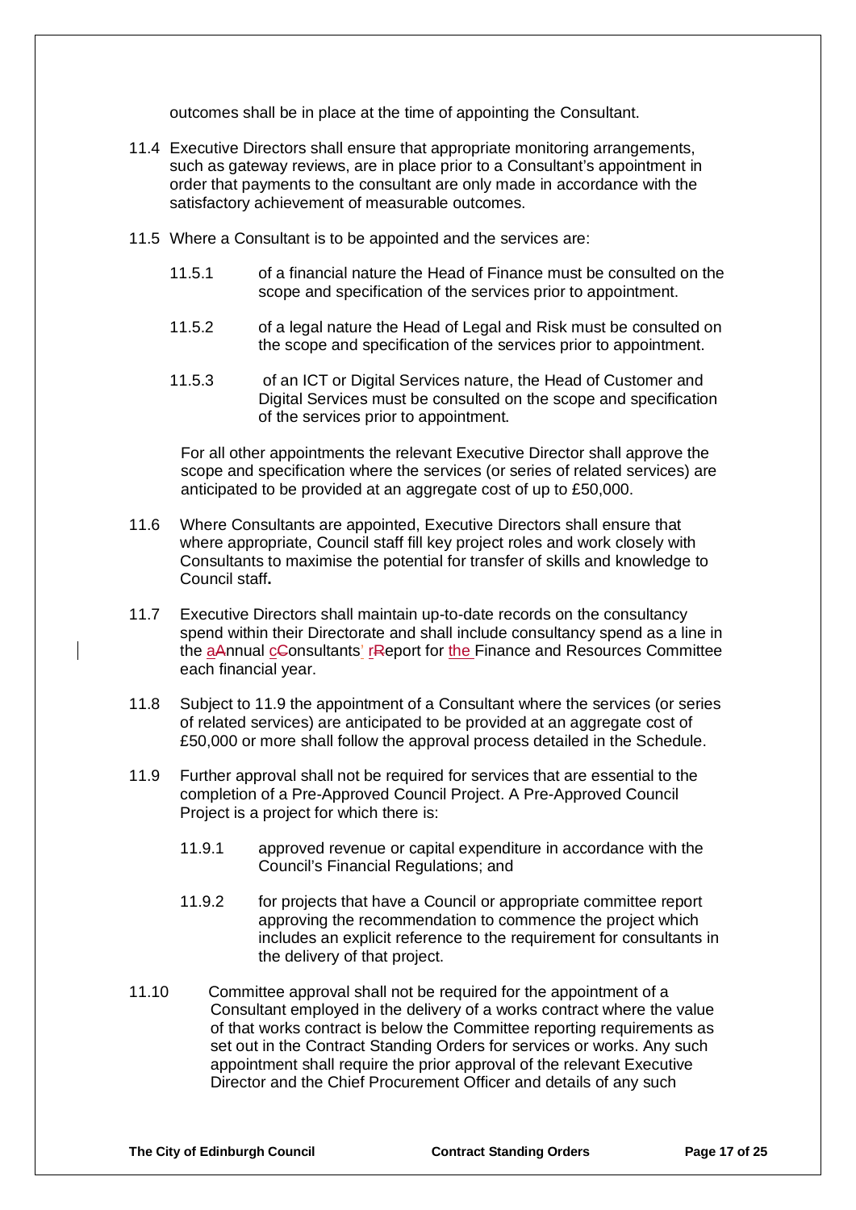outcomes shall be in place at the time of appointing the Consultant.

11.4 Executive Directors shall ensure that appropriate monitoring arrangements, such as gateway reviews, are in place prior to a Consultant's appointment in order that payments to the consultant are only made in accordance with the satisfactory achievement of measurable outcomes.

11.5 Where a Consultant is to be appointed and the services are:

11.5.1 of a financial nature the Head of Finance must be consulted on the scope and specification of the services prior to appointment.

11.5.2 of a legal nature the Head of Legal and Risk must be consulted on the scope and specification of the services prior to appointment.

11.5.3 of an ICT or Digital Services nature, the Head of Customer and Digital Services must be consulted on the scope and specification of the services prior to appointment.

For all other appointments the relevant Executive Director shall approve the scope and specification where the services (or series of related services) are anticipated to be provided at an aggregate cost of up to £50,000.

11.6 Where Consultants are appointed, Executive Directors shall ensure that where appropriate, Council staff fill key project roles and work closely with Consultants to maximise the potential for transfer of skills and knowledge to Council staff.

11.7 Executive Directors shall maintain up-to-date records on the consultancy spend within their Directorate and shall include consultancy spend as a line in the annual consultants report for the Finance and Resources Committee each financial year.

11.8 Subject to 11.9 the appointment of a Consultant where the services (or series of related services) are anticipated to be provided at an aggregate cost of £50,000 or more shall follow the approval process detailed in the Schedule.

11.9 Further approval shall not be required for services that are essential to the completion of a Pre-Approved Council Project. A Pre-Approved Council Project is a project for which there is:

11.9.1 approved revenue or capital expenditure in accordance with the Council's Financial Regulations; and

11.9.2 for projects that have a Council or appropriate committee report approving the recommendation to commence the project which includes an explicit reference to the requirement for consultants in the delivery of that project.

11.10 Committee approval shall not be required for the appointment of a Consultant employed in the delivery of a works contract where the value of that works contract is below the Committee reporting requirements as set out in the Contract Standing Orders for services or works. Any such appointment shall require the prior approval of the relevant Executive Director and the Chief Procurement Officer and details of any such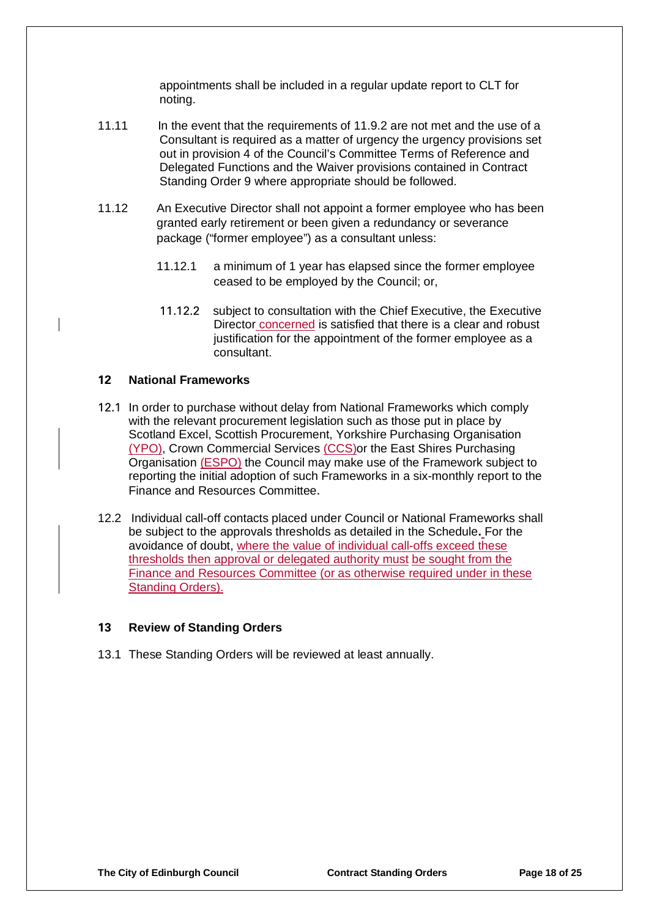appointments shall be included in a regular update report to CLT for noting.

11.11 In the event that the requirements of 11.9.2 are not met and the use of a Consultant is required as a matter of urgency the urgency provisions set out in provision 4 of the Council's Committee Terms of Reference and Delegated Functions and the Waiver provisions contained in Contract Standing Order 9 where appropriate should be followed.

11.12 An Executive Director shall not appoint a former employee who has been granted early retirement or been given a redundancy or severance package ("former employee") as a consultant unless:

11.12.1 a minimum of 1 year has elapsed since the former employee ceased to be employed by the Council; or,

11.12.2 subject to consultation with the Chief Executive, the Executive Director concerned is satisfied that there is a clear and robust justification for the appointment of the former employee as a consultant.

## 12 National Frameworks

12.1 In order to purchase without delay from National Frameworks which comply with the relevant procurement legislation such as those put in place by Scotland Excel, Scottish Procurement, Yorkshire Purchasing Organisation (YPO), Crown Commercial Services (CCS)or the East Shires Purchasing Organisation (ESPO) the Council may make use of the Framework subject to reporting the initial adoption of such Frameworks in a six-monthly report to the Finance and Resources Committee.

12.2 Individual call-off contacts placed under Council or National Frameworks shall be subject to the approvals thresholds as detailed in the Schedule. For the avoidance of doubt, where the value of individual call-offs exceed these thresholds then approval or delegated authority must be sought from the Finance and Resources Committee (or as otherwise required under in these Standing Orders).

## 13 Review of Standing Orders

13.1 These Standing Orders will be reviewed at least annually.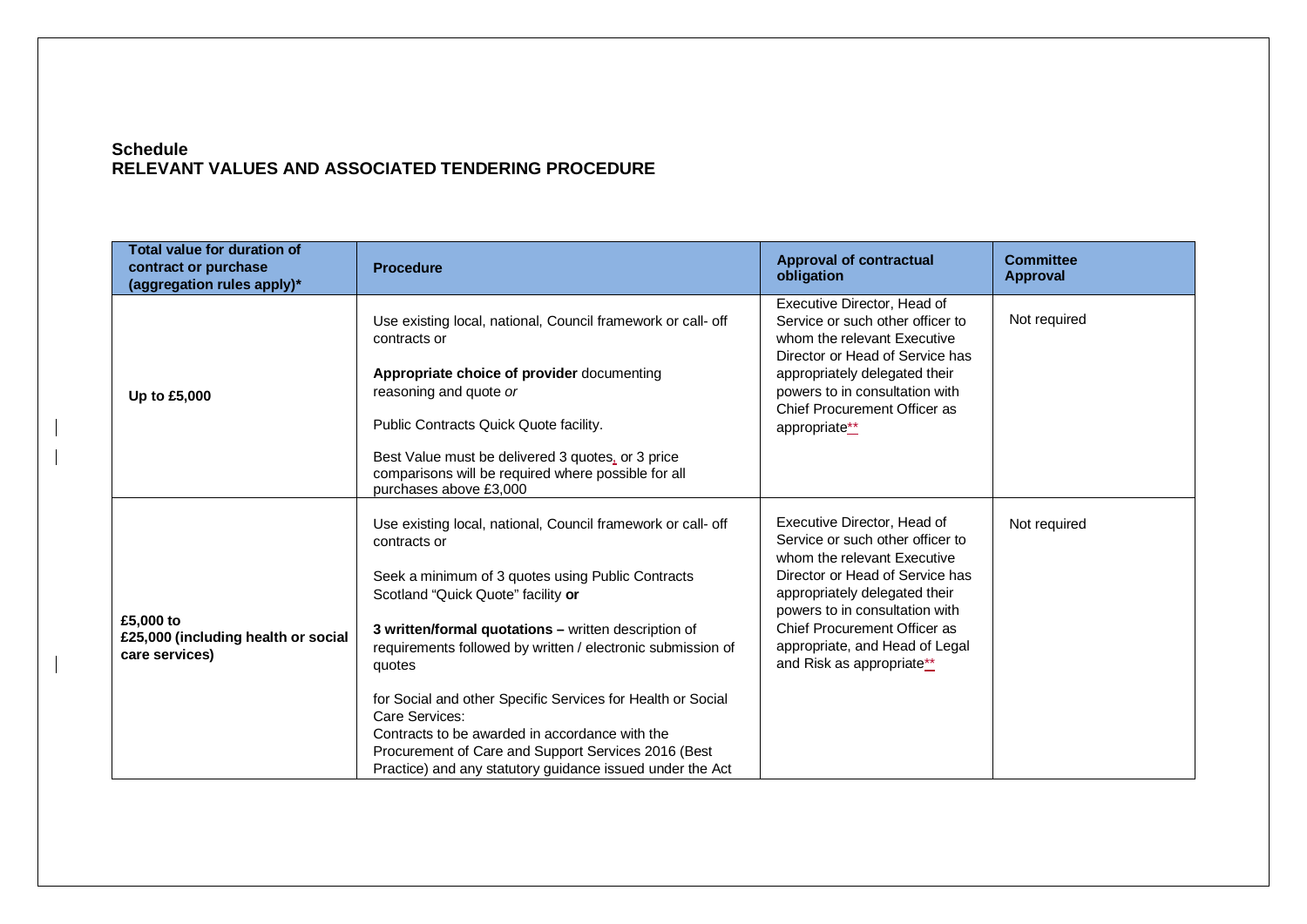**Schedule**
**RELEVANT VALUES AND ASSOCIATED TENDERING PROCEDURE**

| Total value for duration of contract or purchase (aggregation rules apply)* | Procedure | Approval of contractual obligation | Committee Approval |
|---|---|---|---|
| **Up to £5,000** | Use existing local, national, Council framework or call- off contracts or<br><br>**Appropriate choice of provider** documenting reasoning and quote *or*<br><br>Public Contracts Quick Quote facility.<br><br>Best Value must be delivered 3 quotes, or 3 price comparisons will be required where possible for all purchases above £3,000 | Executive Director, Head of Service or such other officer to whom the relevant Executive Director or Head of Service has appropriately delegated their powers to in consultation with Chief Procurement Officer as appropriate** | Not required |
| **£5,000 to £25,000 (including health or social care services)** | Use existing local, national, Council framework or call- off contracts or<br><br>Seek a minimum of 3 quotes using Public Contracts Scotland "Quick Quote" facility **or**<br><br>**3 written/formal quotations –** written description of requirements followed by written / electronic submission of quotes<br><br>for Social and other Specific Services for Health or Social Care Services:<br>Contracts to be awarded in accordance with the Procurement of Care and Support Services 2016 (Best Practice) and any statutory guidance issued under the Act | Executive Director, Head of Service or such other officer to whom the relevant Executive Director or Head of Service has appropriately delegated their powers to in consultation with Chief Procurement Officer as appropriate, and Head of Legal and Risk as appropriate** | Not required |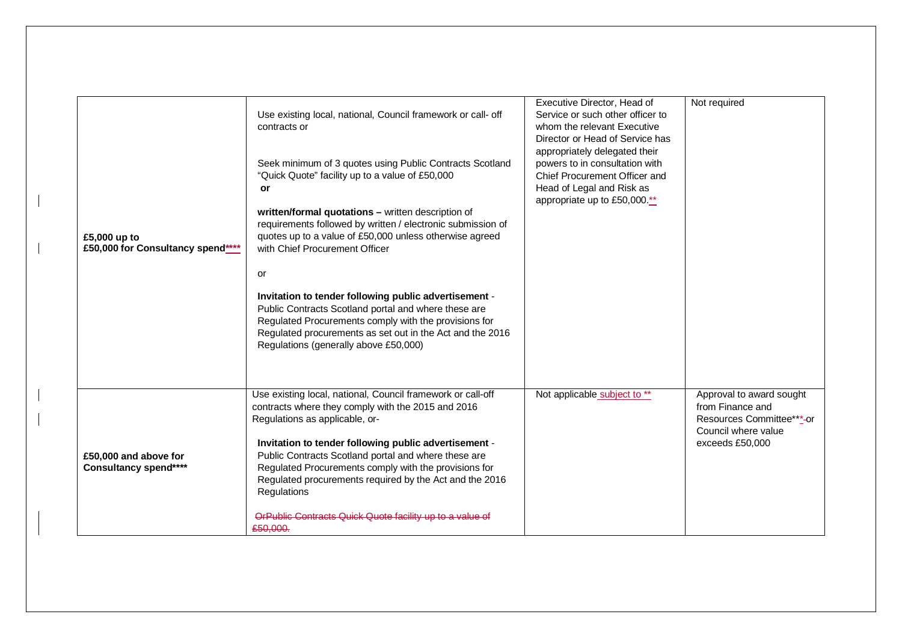| | | | |
|---|---|---|---|
| **£5,000 up to £50,000 for Consultancy spend\*\*\*\*** | Use existing local, national, Council framework or call- off contracts or<br><br>Seek minimum of 3 quotes using Public Contracts Scotland "Quick Quote" facility up to a value of £50,000<br>**or**<br><br>**written/formal quotations –** written description of requirements followed by written / electronic submission of quotes up to a value of £50,000 unless otherwise agreed with Chief Procurement Officer<br><br>or<br><br>**Invitation to tender following public advertisement** - Public Contracts Scotland portal and where these are Regulated Procurements comply with the provisions for Regulated procurements as set out in the Act and the 2016 Regulations (generally above £50,000) | Executive Director, Head of Service or such other officer to whom the relevant Executive Director or Head of Service has appropriately delegated their powers to in consultation with Chief Procurement Officer and Head of Legal and Risk as appropriate up to £50,000.\*\* | Not required |
| **£50,000 and above for Consultancy spend\*\*\*\*** | Use existing local, national, Council framework or call-off contracts where they comply with the 2015 and 2016 Regulations as applicable, or-<br><br>**Invitation to tender following public advertisement** - Public Contracts Scotland portal and where these are Regulated Procurements comply with the provisions for Regulated procurements required by the Act and the 2016 Regulations<br><br>~~OrPublic Contracts Quick Quote facility up to a value of £50,000.~~ | Not applicable subject to \*\* | Approval to award sought from Finance and Resources Committee\*\*\* ~~-or~~ Council where value exceeds £50,000 |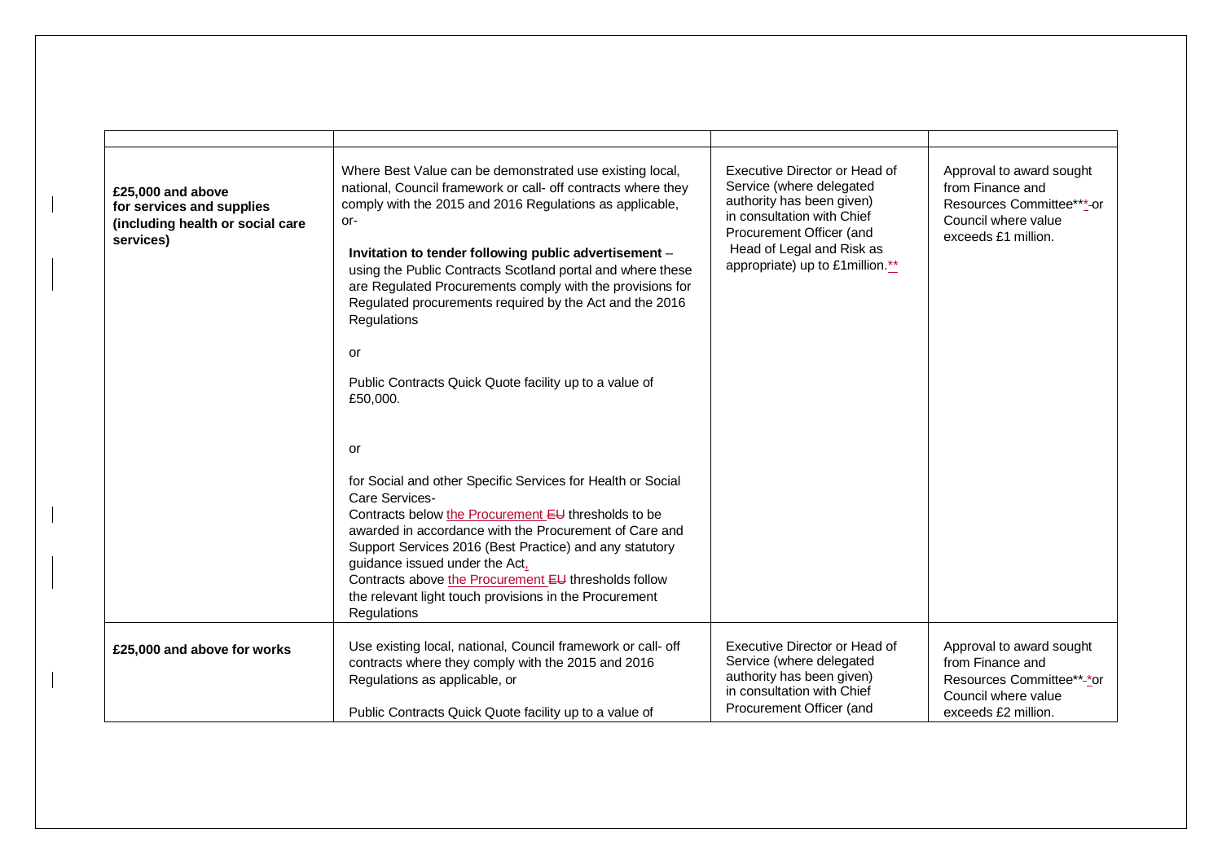| | | | |
|---|---|---|---|
| **£25,000 and above for services and supplies (including health or social care services)** | Where Best Value can be demonstrated use existing local, national, Council framework or call- off contracts where they comply with the 2015 and 2016 Regulations as applicable, or-<br><br>**Invitation to tender following public advertisement** – using the Public Contracts Scotland portal and where these are Regulated Procurements comply with the provisions for Regulated procurements required by the Act and the 2016 Regulations<br><br>or<br><br>Public Contracts Quick Quote facility up to a value of £50,000.<br><br>or<br><br>for Social and other Specific Services for Health or Social Care Services-<br>Contracts below the Procurement ~~EU~~ thresholds to be awarded in accordance with the Procurement of Care and Support Services 2016 (Best Practice) and any statutory guidance issued under the Act,<br>Contracts above the Procurement ~~EU~~ thresholds follow the relevant light touch provisions in the Procurement Regulations | Executive Director or Head of Service (where delegated authority has been given) in consultation with Chief Procurement Officer (and Head of Legal and Risk as appropriate) up to £1million.** | Approval to award sought from Finance and Resources Committee*** or Council where value exceeds £1 million. |
| **£25,000 and above for works** | Use existing local, national, Council framework or call- off contracts where they comply with the 2015 and 2016 Regulations as applicable, or<br><br>Public Contracts Quick Quote facility up to a value of | Executive Director or Head of Service (where delegated authority has been given) in consultation with Chief Procurement Officer (and | Approval to award sought from Finance and Resources Committee*** or Council where value exceeds £2 million. |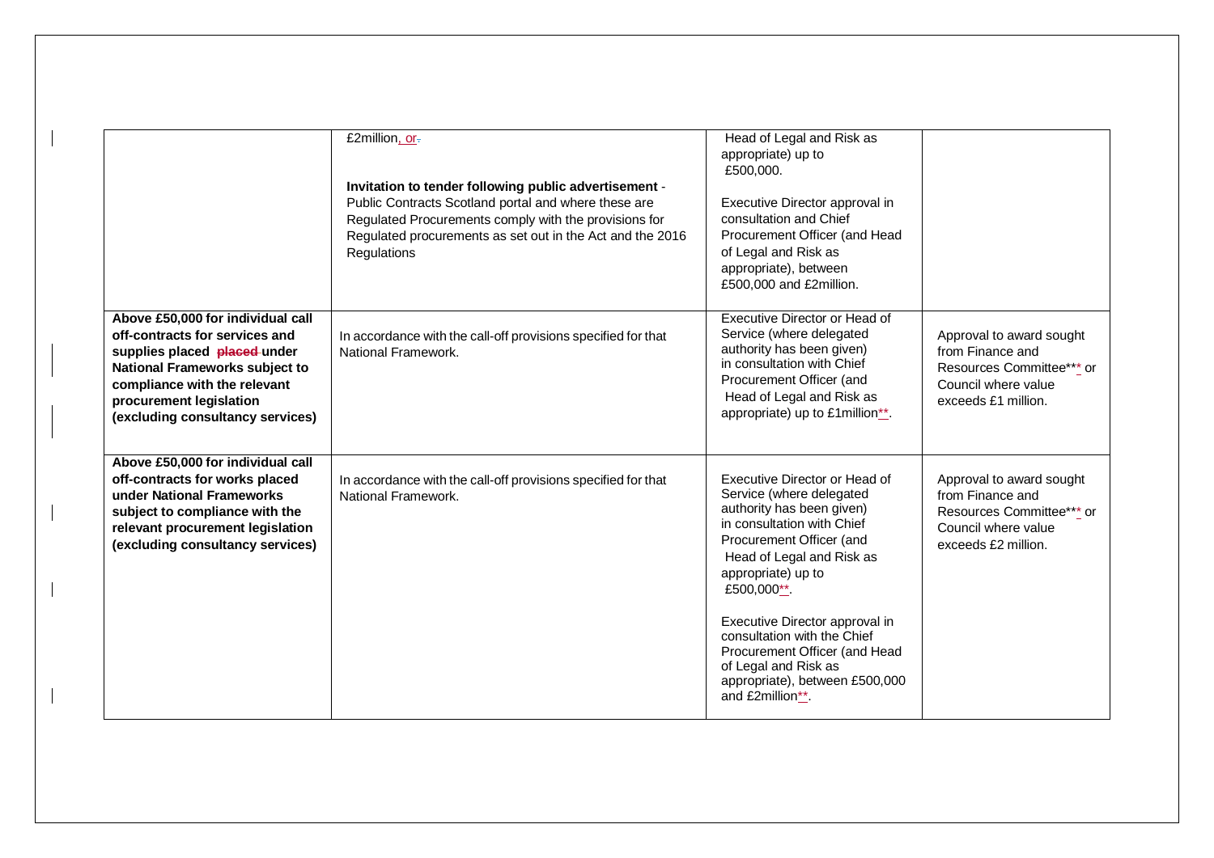| | | | |
|---|---|---|---|
| | £2million, or<br><br>**Invitation to tender following public advertisement** - Public Contracts Scotland portal and where these are Regulated Procurements comply with the provisions for Regulated procurements as set out in the Act and the 2016 Regulations | Head of Legal and Risk as appropriate) up to £500,000.<br><br>Executive Director approval in consultation and Chief Procurement Officer (and Head of Legal and Risk as appropriate), between £500,000 and £2million. | |
| **Above £50,000 for individual call off-contracts for services and supplies placed under National Frameworks subject to compliance with the relevant procurement legislation (excluding consultancy services)** | In accordance with the call-off provisions specified for that National Framework. | Executive Director or Head of Service (where delegated authority has been given) in consultation with Chief Procurement Officer (and Head of Legal and Risk as appropriate) up to £1million**. | Approval to award sought from Finance and Resources Committee*** or Council where value exceeds £1 million. |
| **Above £50,000 for individual call off-contracts for works placed under National Frameworks subject to compliance with the relevant procurement legislation (excluding consultancy services)** | In accordance with the call-off provisions specified for that National Framework. | Executive Director or Head of Service (where delegated authority has been given) in consultation with Chief Procurement Officer (and Head of Legal and Risk as appropriate) up to £500,000**.<br><br>Executive Director approval in consultation with the Chief Procurement Officer (and Head of Legal and Risk as appropriate), between £500,000 and £2million**. | Approval to award sought from Finance and Resources Committee*** or Council where value exceeds £2 million. |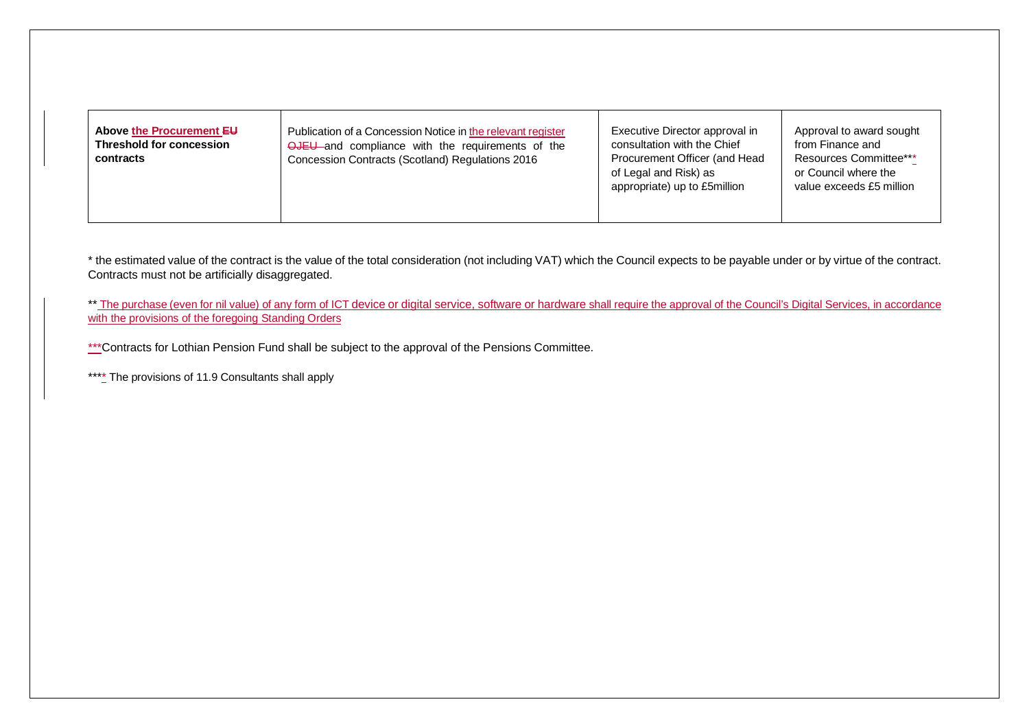| Above the Procurement EU Threshold for concession contracts | Publication of a Concession Notice in the relevant register OJEU and compliance with the requirements of the Concession Contracts (Scotland) Regulations 2016 | Executive Director approval in consultation with the Chief Procurement Officer (and Head of Legal and Risk) as appropriate) up to £5million | Approval to award sought from Finance and Resources Committee**** or Council where the value exceeds £5 million |
|---|---|---|---|

* the estimated value of the contract is the value of the total consideration (not including VAT) which the Council expects to be payable under or by virtue of the contract. Contracts must not be artificially disaggregated.

** The purchase (even for nil value) of any form of ICT device or digital service, software or hardware shall require the approval of the Council's Digital Services, in accordance with the provisions of the foregoing Standing Orders

***Contracts for Lothian Pension Fund shall be subject to the approval of the Pensions Committee.

**** The provisions of 11.9 Consultants shall apply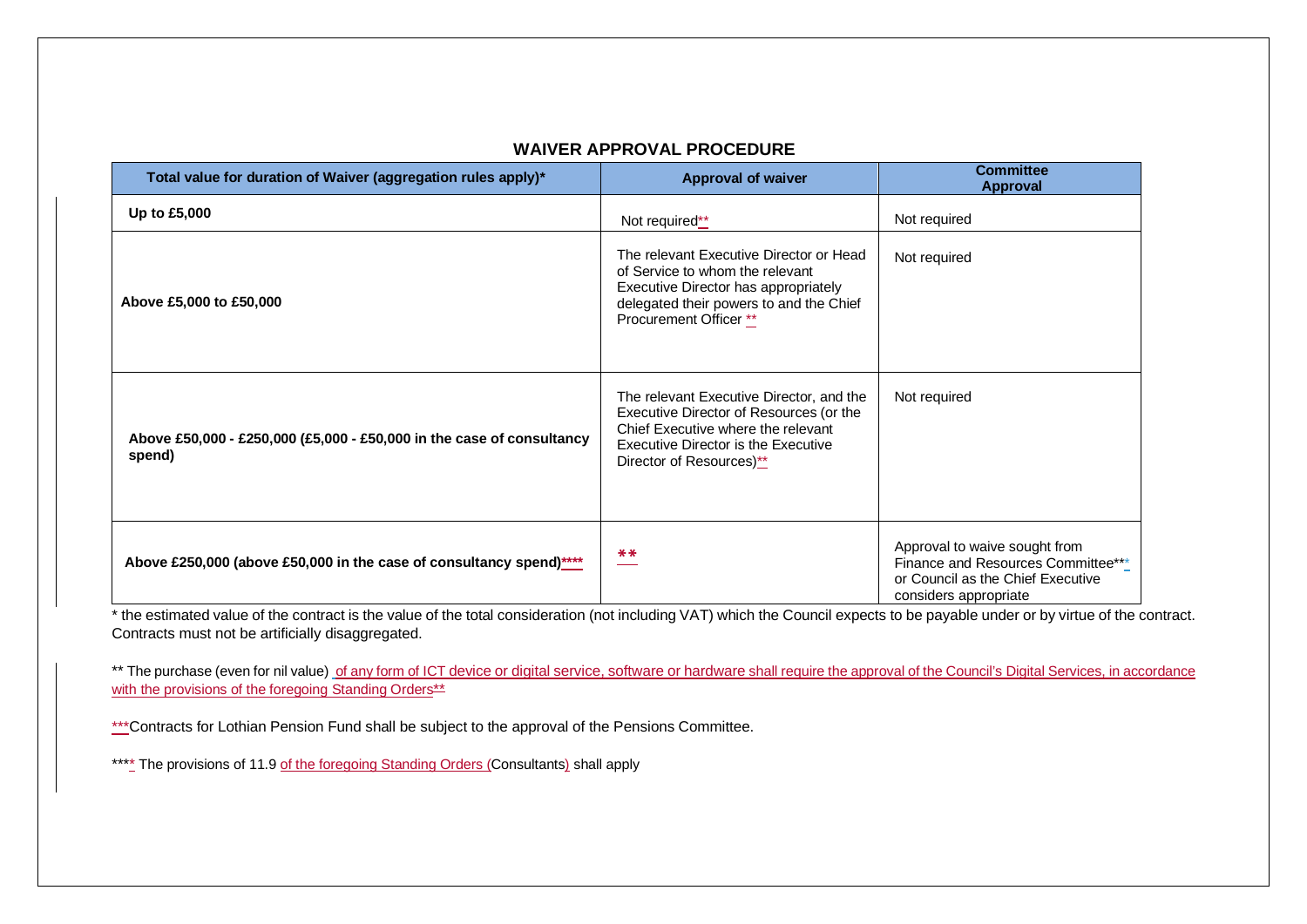## WAIVER APPROVAL PROCEDURE

| Total value for duration of Waiver (aggregation rules apply)* | Approval of waiver | Committee Approval |
|---|---|---|
| **Up to £5,000** | Not required** | Not required |
| **Above £5,000 to £50,000** | The relevant Executive Director or Head of Service to whom the relevant Executive Director has appropriately delegated their powers to and the Chief Procurement Officer ** | Not required |
| **Above £50,000 - £250,000 (£5,000 - £50,000 in the case of consultancy spend)** | The relevant Executive Director, and the Executive Director of Resources (or the Chief Executive where the relevant Executive Director is the Executive Director of Resources)** | Not required |
| **Above £250,000 (above £50,000 in the case of consultancy spend)\*\*\*\*** | ** | Approval to waive sought from Finance and Resources Committee*** or Council as the Chief Executive considers appropriate |

* the estimated value of the contract is the value of the total consideration (not including VAT) which the Council expects to be payable under or by virtue of the contract. Contracts must not be artificially disaggregated.

** The purchase (even for nil value) of any form of ICT device or digital service, software or hardware shall require the approval of the Council's Digital Services, in accordance with the provisions of the foregoing Standing Orders**

***Contracts for Lothian Pension Fund shall be subject to the approval of the Pensions Committee.

**** The provisions of 11.9 of the foregoing Standing Orders (Consultants) shall apply